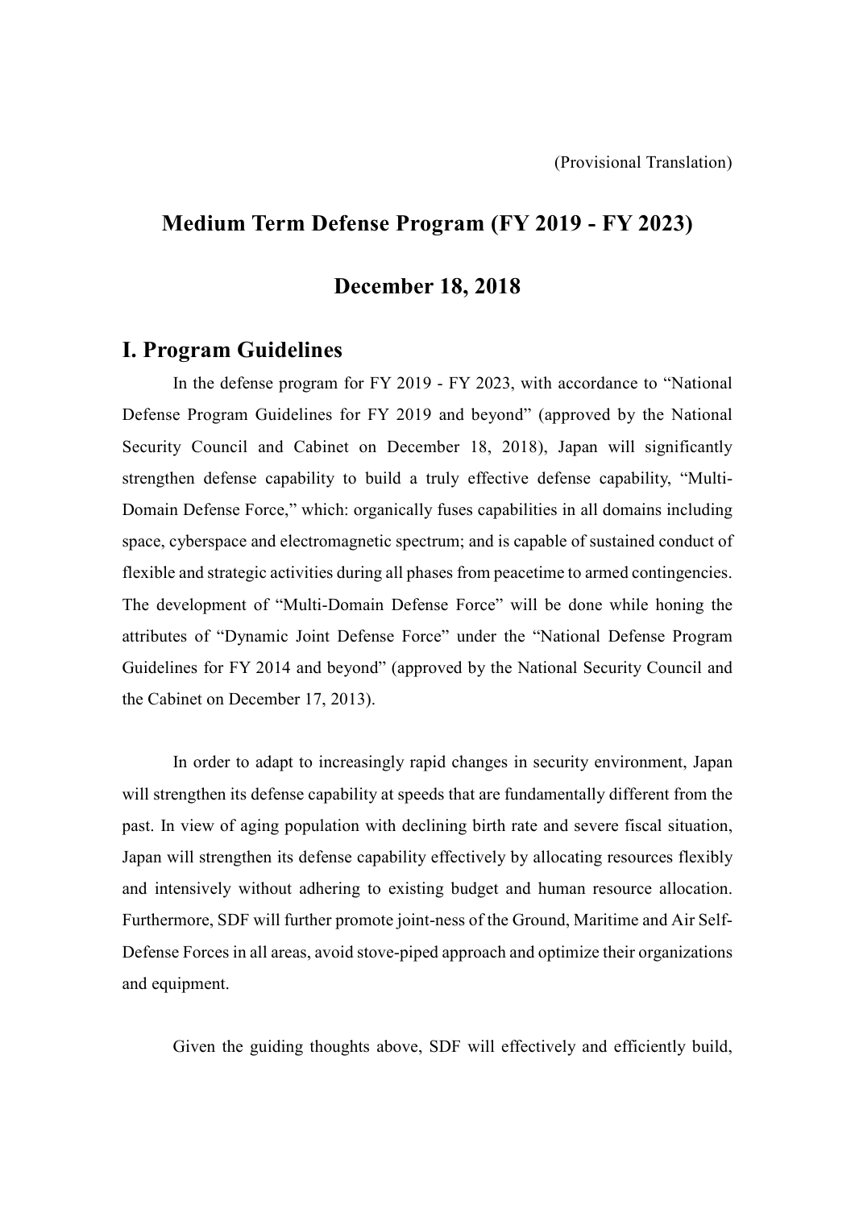(Provisional Translation)

# Medium Term Defense Program (FY 2019 - FY 2023)

# December 18, 2018

## I. Program Guidelines

In the defense program for FY 2019 - FY 2023, with accordance to "National Defense Program Guidelines for FY 2019 and beyond" (approved by the National Security Council and Cabinet on December 18, 2018), Japan will significantly strengthen defense capability to build a truly effective defense capability, "Multi-Domain Defense Force," which: organically fuses capabilities in all domains including space, cyberspace and electromagnetic spectrum; and is capable of sustained conduct of flexible and strategic activities during all phases from peacetime to armed contingencies. The development of "Multi-Domain Defense Force" will be done while honing the attributes of "Dynamic Joint Defense Force" under the "National Defense Program Guidelines for FY 2014 and beyond" (approved by the National Security Council and the Cabinet on December 17, 2013).

In order to adapt to increasingly rapid changes in security environment, Japan will strengthen its defense capability at speeds that are fundamentally different from the past. In view of aging population with declining birth rate and severe fiscal situation, Japan will strengthen its defense capability effectively by allocating resources flexibly and intensively without adhering to existing budget and human resource allocation. Furthermore, SDF will further promote joint-ness of the Ground, Maritime and Air Self-Defense Forces in all areas, avoid stove-piped approach and optimize their organizations and equipment.

Given the guiding thoughts above, SDF will effectively and efficiently build,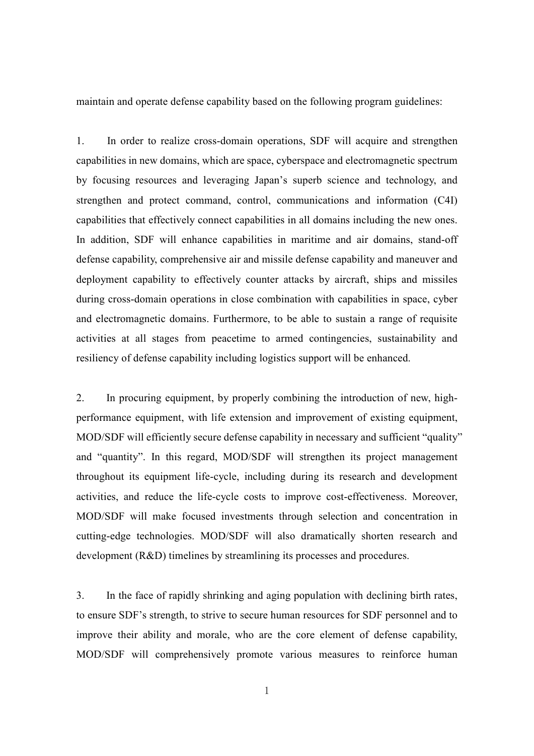maintain and operate defense capability based on the following program guidelines:

1. In order to realize cross-domain operations, SDF will acquire and strengthen capabilities in new domains, which are space, cyberspace and electromagnetic spectrum by focusing resources and leveraging Japan's superb science and technology, and strengthen and protect command, control, communications and information (C4I) capabilities that effectively connect capabilities in all domains including the new ones. In addition, SDF will enhance capabilities in maritime and air domains, stand-off defense capability, comprehensive air and missile defense capability and maneuver and deployment capability to effectively counter attacks by aircraft, ships and missiles during cross-domain operations in close combination with capabilities in space, cyber and electromagnetic domains. Furthermore, to be able to sustain a range of requisite activities at all stages from peacetime to armed contingencies, sustainability and resiliency of defense capability including logistics support will be enhanced.

2. In procuring equipment, by properly combining the introduction of new, high-performance equipment, with life extension and improvement of existing equipment, MOD/SDF will efficiently secure defense capability in necessary and sufficient "quality" and "quantity". In this regard, MOD/SDF will strengthen its project management throughout its equipment life-cycle, including during its research and development activities, and reduce the life-cycle costs to improve cost-effectiveness. Moreover, MOD/SDF will make focused investments through selection and concentration in cutting-edge technologies. MOD/SDF will also dramatically shorten research and development (R&D) timelines by streamlining its processes and procedures.

3. In the face of rapidly shrinking and aging population with declining birth rates, to ensure SDF's strength, to strive to secure human resources for SDF personnel and to improve their ability and morale, who are the core element of defense capability, MOD/SDF will comprehensively promote various measures to reinforce human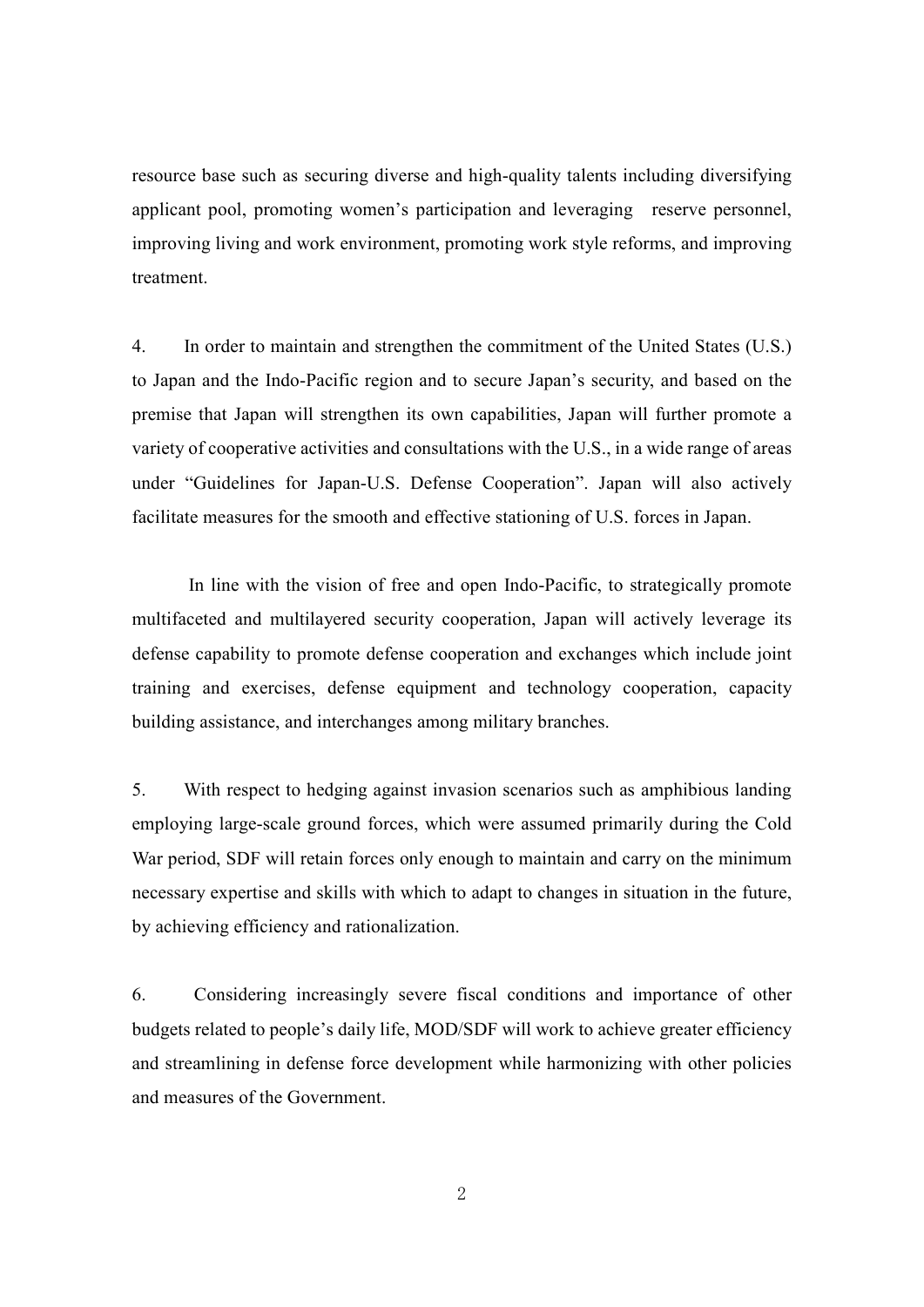resource base such as securing diverse and high-quality talents including diversifying applicant pool, promoting women's participation and leveraging reserve personnel, improving living and work environment, promoting work style reforms, and improving treatment.

4. In order to maintain and strengthen the commitment of the United States (U.S.) to Japan and the Indo-Pacific region and to secure Japan's security, and based on the premise that Japan will strengthen its own capabilities, Japan will further promote a variety of cooperative activities and consultations with the U.S., in a wide range of areas under "Guidelines for Japan-U.S. Defense Cooperation". Japan will also actively facilitate measures for the smooth and effective stationing of U.S. forces in Japan.

In line with the vision of free and open Indo-Pacific, to strategically promote multifaceted and multilayered security cooperation, Japan will actively leverage its defense capability to promote defense cooperation and exchanges which include joint training and exercises, defense equipment and technology cooperation, capacity building assistance, and interchanges among military branches.

5. With respect to hedging against invasion scenarios such as amphibious landing employing large-scale ground forces, which were assumed primarily during the Cold War period, SDF will retain forces only enough to maintain and carry on the minimum necessary expertise and skills with which to adapt to changes in situation in the future, by achieving efficiency and rationalization.

6. Considering increasingly severe fiscal conditions and importance of other budgets related to people's daily life, MOD/SDF will work to achieve greater efficiency and streamlining in defense force development while harmonizing with other policies and measures of the Government.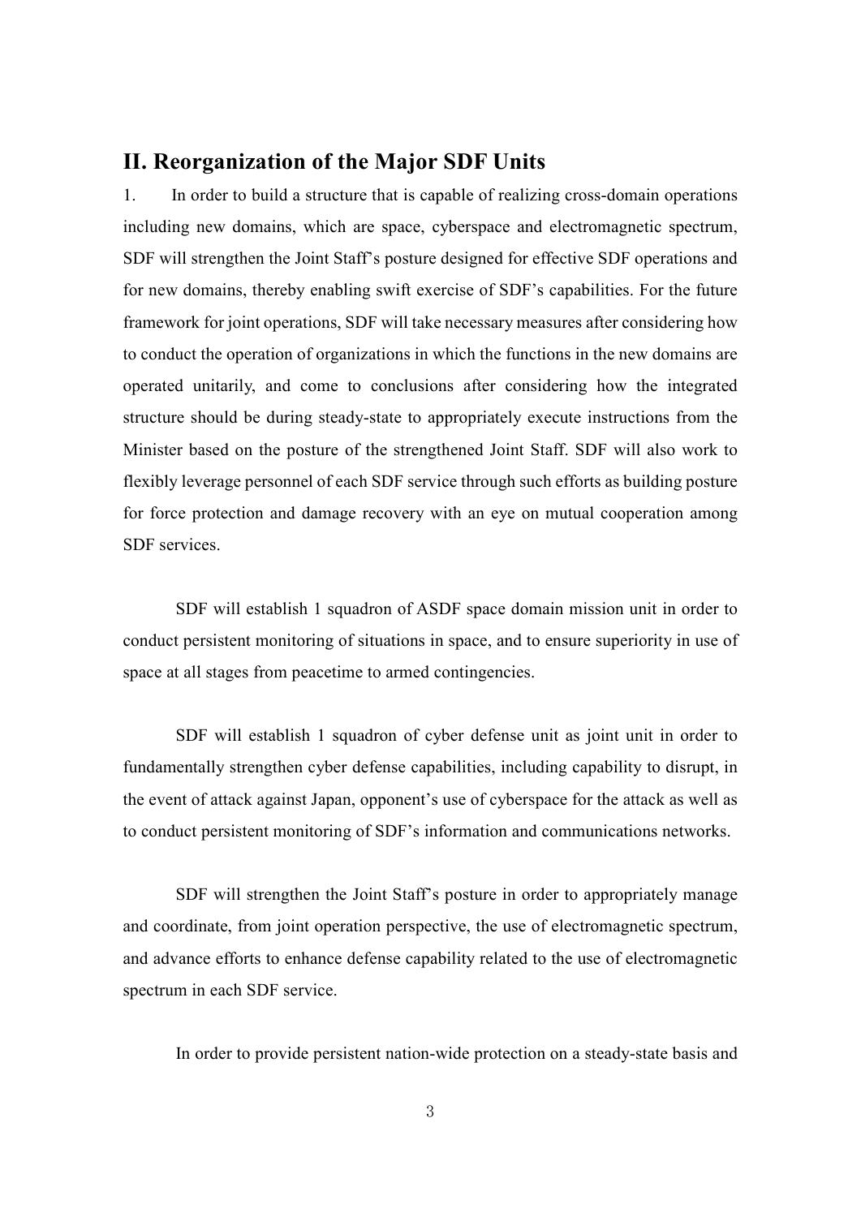## II. Reorganization of the Major SDF Units

1. In order to build a structure that is capable of realizing cross-domain operations including new domains, which are space, cyberspace and electromagnetic spectrum, SDF will strengthen the Joint Staff's posture designed for effective SDF operations and for new domains, thereby enabling swift exercise of SDF's capabilities. For the future framework for joint operations, SDF will take necessary measures after considering how to conduct the operation of organizations in which the functions in the new domains are operated unitarily, and come to conclusions after considering how the integrated structure should be during steady-state to appropriately execute instructions from the Minister based on the posture of the strengthened Joint Staff. SDF will also work to flexibly leverage personnel of each SDF service through such efforts as building posture for force protection and damage recovery with an eye on mutual cooperation among SDF services.

SDF will establish 1 squadron of ASDF space domain mission unit in order to conduct persistent monitoring of situations in space, and to ensure superiority in use of space at all stages from peacetime to armed contingencies.

SDF will establish 1 squadron of cyber defense unit as joint unit in order to fundamentally strengthen cyber defense capabilities, including capability to disrupt, in the event of attack against Japan, opponent's use of cyberspace for the attack as well as to conduct persistent monitoring of SDF's information and communications networks.

SDF will strengthen the Joint Staff's posture in order to appropriately manage and coordinate, from joint operation perspective, the use of electromagnetic spectrum, and advance efforts to enhance defense capability related to the use of electromagnetic spectrum in each SDF service.

In order to provide persistent nation-wide protection on a steady-state basis and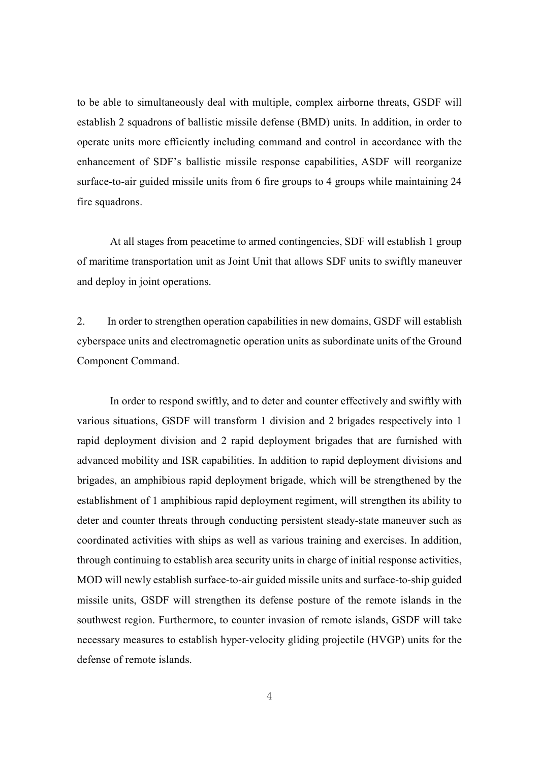to be able to simultaneously deal with multiple, complex airborne threats, GSDF will establish 2 squadrons of ballistic missile defense (BMD) units. In addition, in order to operate units more efficiently including command and control in accordance with the enhancement of SDF's ballistic missile response capabilities, ASDF will reorganize surface-to-air guided missile units from 6 fire groups to 4 groups while maintaining 24 fire squadrons.

At all stages from peacetime to armed contingencies, SDF will establish 1 group of maritime transportation unit as Joint Unit that allows SDF units to swiftly maneuver and deploy in joint operations.

2. In order to strengthen operation capabilities in new domains, GSDF will establish cyberspace units and electromagnetic operation units as subordinate units of the Ground Component Command.

In order to respond swiftly, and to deter and counter effectively and swiftly with various situations, GSDF will transform 1 division and 2 brigades respectively into 1 rapid deployment division and 2 rapid deployment brigades that are furnished with advanced mobility and ISR capabilities. In addition to rapid deployment divisions and brigades, an amphibious rapid deployment brigade, which will be strengthened by the establishment of 1 amphibious rapid deployment regiment, will strengthen its ability to deter and counter threats through conducting persistent steady-state maneuver such as coordinated activities with ships as well as various training and exercises. In addition, through continuing to establish area security units in charge of initial response activities, MOD will newly establish surface-to-air guided missile units and surface-to-ship guided missile units, GSDF will strengthen its defense posture of the remote islands in the southwest region. Furthermore, to counter invasion of remote islands, GSDF will take necessary measures to establish hyper-velocity gliding projectile (HVGP) units for the defense of remote islands.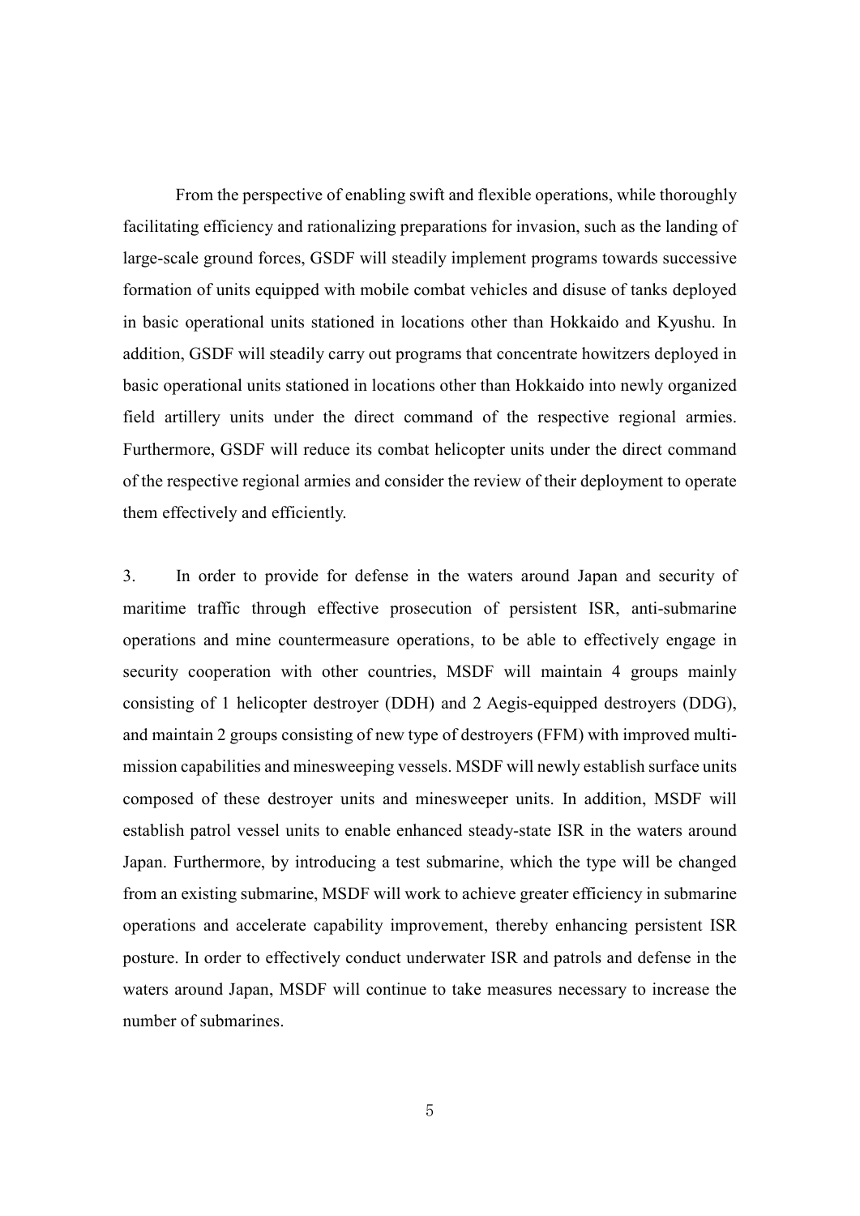From the perspective of enabling swift and flexible operations, while thoroughly facilitating efficiency and rationalizing preparations for invasion, such as the landing of large-scale ground forces, GSDF will steadily implement programs towards successive formation of units equipped with mobile combat vehicles and disuse of tanks deployed in basic operational units stationed in locations other than Hokkaido and Kyushu. In addition, GSDF will steadily carry out programs that concentrate howitzers deployed in basic operational units stationed in locations other than Hokkaido into newly organized field artillery units under the direct command of the respective regional armies. Furthermore, GSDF will reduce its combat helicopter units under the direct command of the respective regional armies and consider the review of their deployment to operate them effectively and efficiently.

3. In order to provide for defense in the waters around Japan and security of maritime traffic through effective prosecution of persistent ISR, anti-submarine operations and mine countermeasure operations, to be able to effectively engage in security cooperation with other countries, MSDF will maintain 4 groups mainly consisting of 1 helicopter destroyer (DDH) and 2 Aegis-equipped destroyers (DDG), and maintain 2 groups consisting of new type of destroyers (FFM) with improved multi-mission capabilities and minesweeping vessels. MSDF will newly establish surface units composed of these destroyer units and minesweeper units. In addition, MSDF will establish patrol vessel units to enable enhanced steady-state ISR in the waters around Japan. Furthermore, by introducing a test submarine, which the type will be changed from an existing submarine, MSDF will work to achieve greater efficiency in submarine operations and accelerate capability improvement, thereby enhancing persistent ISR posture. In order to effectively conduct underwater ISR and patrols and defense in the waters around Japan, MSDF will continue to take measures necessary to increase the number of submarines.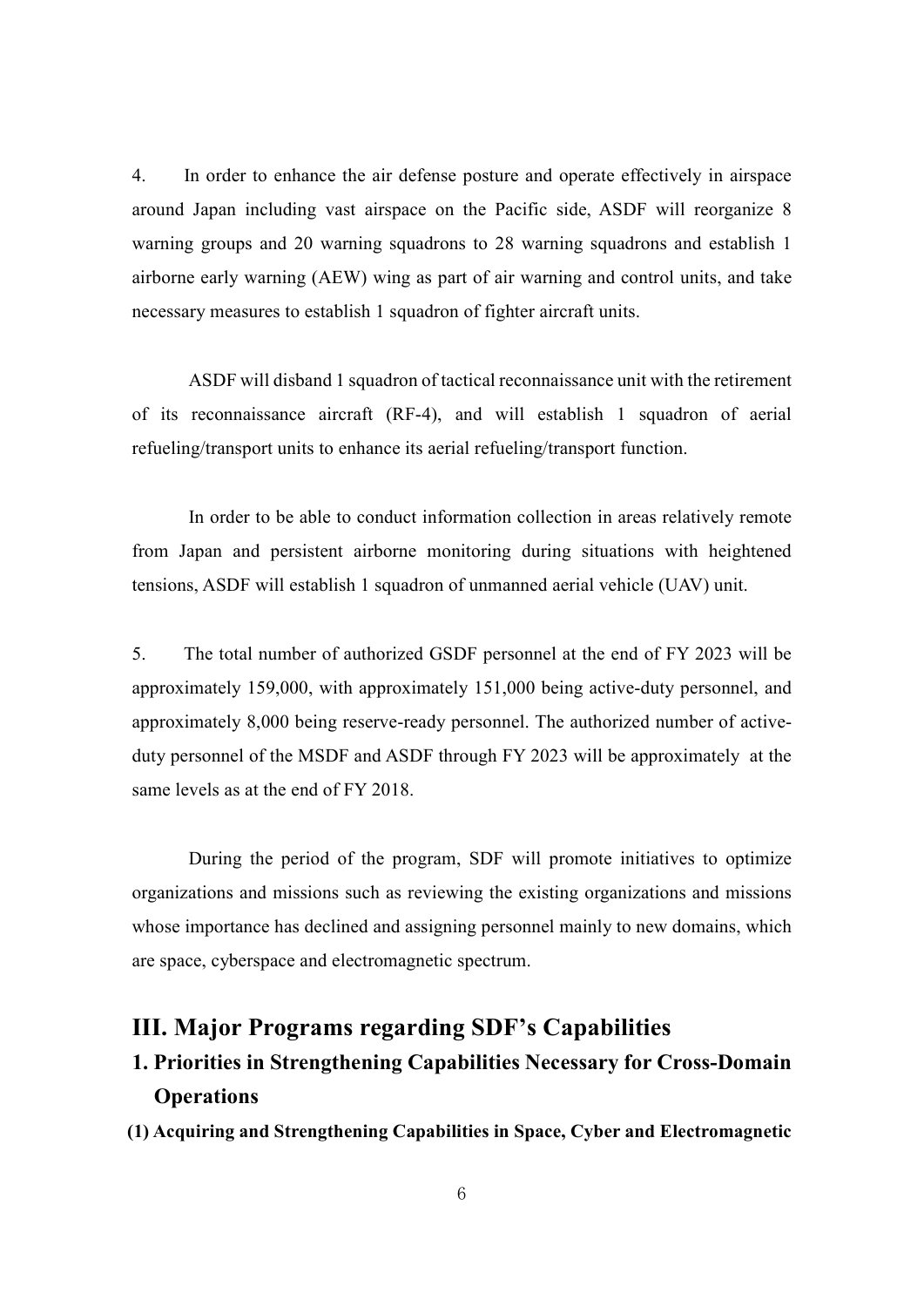4. In order to enhance the air defense posture and operate effectively in airspace around Japan including vast airspace on the Pacific side, ASDF will reorganize 8 warning groups and 20 warning squadrons to 28 warning squadrons and establish 1 airborne early warning (AEW) wing as part of air warning and control units, and take necessary measures to establish 1 squadron of fighter aircraft units.

ASDF will disband 1 squadron of tactical reconnaissance unit with the retirement of its reconnaissance aircraft (RF-4), and will establish 1 squadron of aerial refueling/transport units to enhance its aerial refueling/transport function.

In order to be able to conduct information collection in areas relatively remote from Japan and persistent airborne monitoring during situations with heightened tensions, ASDF will establish 1 squadron of unmanned aerial vehicle (UAV) unit.

5. The total number of authorized GSDF personnel at the end of FY 2023 will be approximately 159,000, with approximately 151,000 being active-duty personnel, and approximately 8,000 being reserve-ready personnel. The authorized number of active-duty personnel of the MSDF and ASDF through FY 2023 will be approximately at the same levels as at the end of FY 2018.

During the period of the program, SDF will promote initiatives to optimize organizations and missions such as reviewing the existing organizations and missions whose importance has declined and assigning personnel mainly to new domains, which are space, cyberspace and electromagnetic spectrum.

# III. Major Programs regarding SDF's Capabilities

## 1. Priorities in Strengthening Capabilities Necessary for Cross-Domain Operations

### (1) Acquiring and Strengthening Capabilities in Space, Cyber and Electromagnetic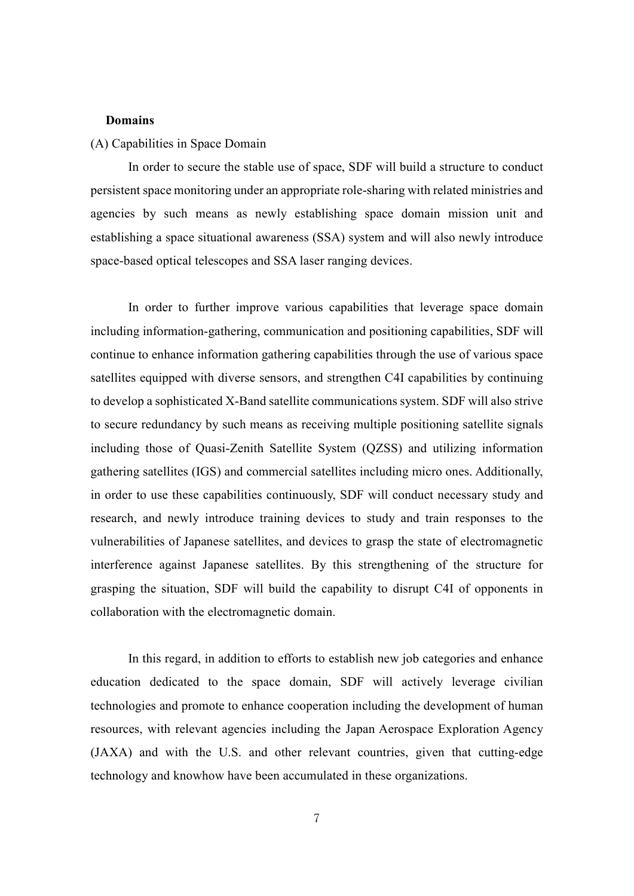**Domains**

(A) Capabilities in Space Domain

In order to secure the stable use of space, SDF will build a structure to conduct persistent space monitoring under an appropriate role-sharing with related ministries and agencies by such means as newly establishing space domain mission unit and establishing a space situational awareness (SSA) system and will also newly introduce space-based optical telescopes and SSA laser ranging devices.

In order to further improve various capabilities that leverage space domain including information-gathering, communication and positioning capabilities, SDF will continue to enhance information gathering capabilities through the use of various space satellites equipped with diverse sensors, and strengthen C4I capabilities by continuing to develop a sophisticated X-Band satellite communications system. SDF will also strive to secure redundancy by such means as receiving multiple positioning satellite signals including those of Quasi-Zenith Satellite System (QZSS) and utilizing information gathering satellites (IGS) and commercial satellites including micro ones. Additionally, in order to use these capabilities continuously, SDF will conduct necessary study and research, and newly introduce training devices to study and train responses to the vulnerabilities of Japanese satellites, and devices to grasp the state of electromagnetic interference against Japanese satellites. By this strengthening of the structure for grasping the situation, SDF will build the capability to disrupt C4I of opponents in collaboration with the electromagnetic domain.

In this regard, in addition to efforts to establish new job categories and enhance education dedicated to the space domain, SDF will actively leverage civilian technologies and promote to enhance cooperation including the development of human resources, with relevant agencies including the Japan Aerospace Exploration Agency (JAXA) and with the U.S. and other relevant countries, given that cutting-edge technology and knowhow have been accumulated in these organizations.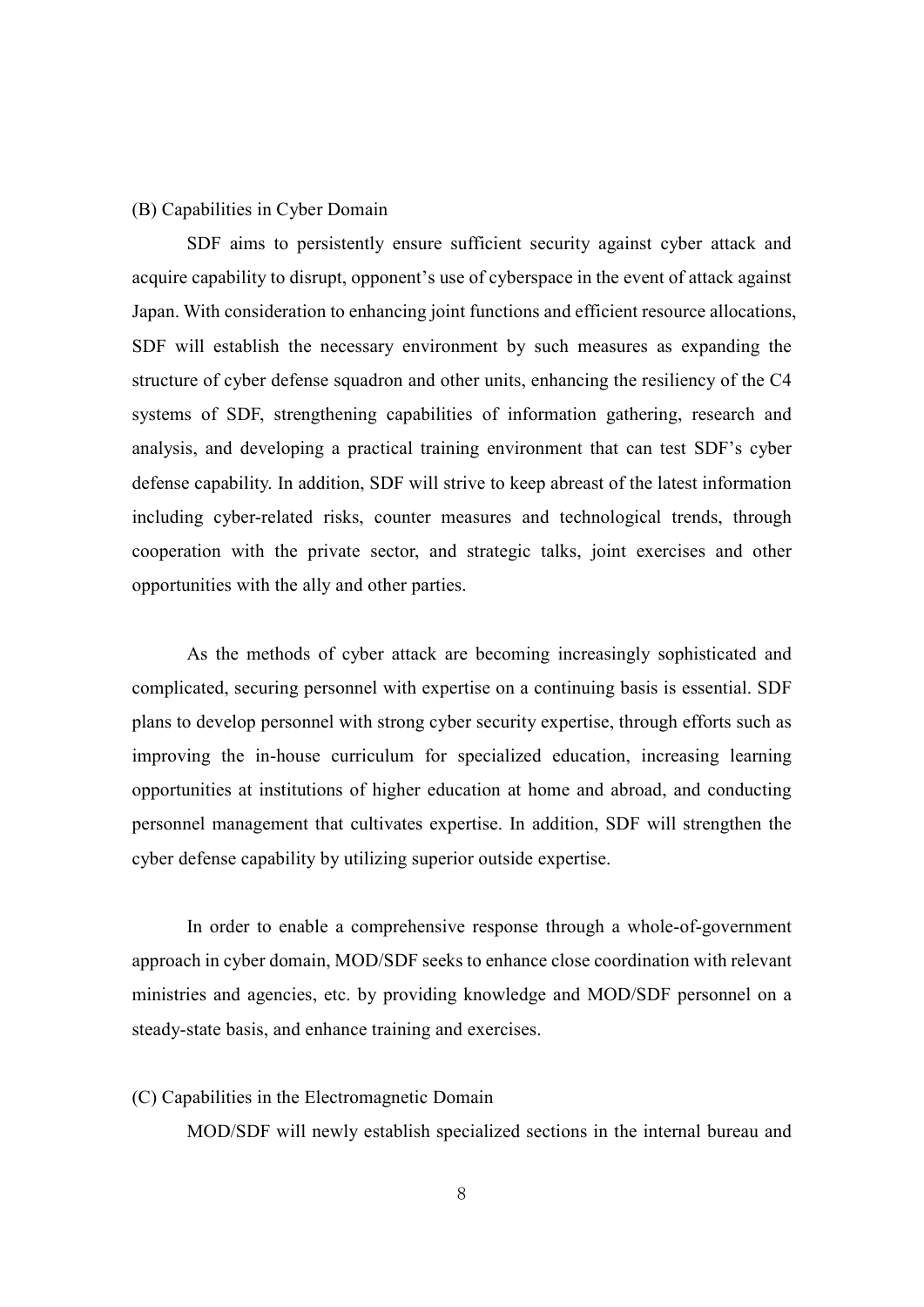### (B) Capabilities in Cyber Domain

SDF aims to persistently ensure sufficient security against cyber attack and acquire capability to disrupt, opponent's use of cyberspace in the event of attack against Japan. With consideration to enhancing joint functions and efficient resource allocations, SDF will establish the necessary environment by such measures as expanding the structure of cyber defense squadron and other units, enhancing the resiliency of the C4 systems of SDF, strengthening capabilities of information gathering, research and analysis, and developing a practical training environment that can test SDF's cyber defense capability. In addition, SDF will strive to keep abreast of the latest information including cyber-related risks, counter measures and technological trends, through cooperation with the private sector, and strategic talks, joint exercises and other opportunities with the ally and other parties.

As the methods of cyber attack are becoming increasingly sophisticated and complicated, securing personnel with expertise on a continuing basis is essential. SDF plans to develop personnel with strong cyber security expertise, through efforts such as improving the in-house curriculum for specialized education, increasing learning opportunities at institutions of higher education at home and abroad, and conducting personnel management that cultivates expertise. In addition, SDF will strengthen the cyber defense capability by utilizing superior outside expertise.

In order to enable a comprehensive response through a whole-of-government approach in cyber domain, MOD/SDF seeks to enhance close coordination with relevant ministries and agencies, etc. by providing knowledge and MOD/SDF personnel on a steady-state basis, and enhance training and exercises.

### (C) Capabilities in the Electromagnetic Domain

MOD/SDF will newly establish specialized sections in the internal bureau and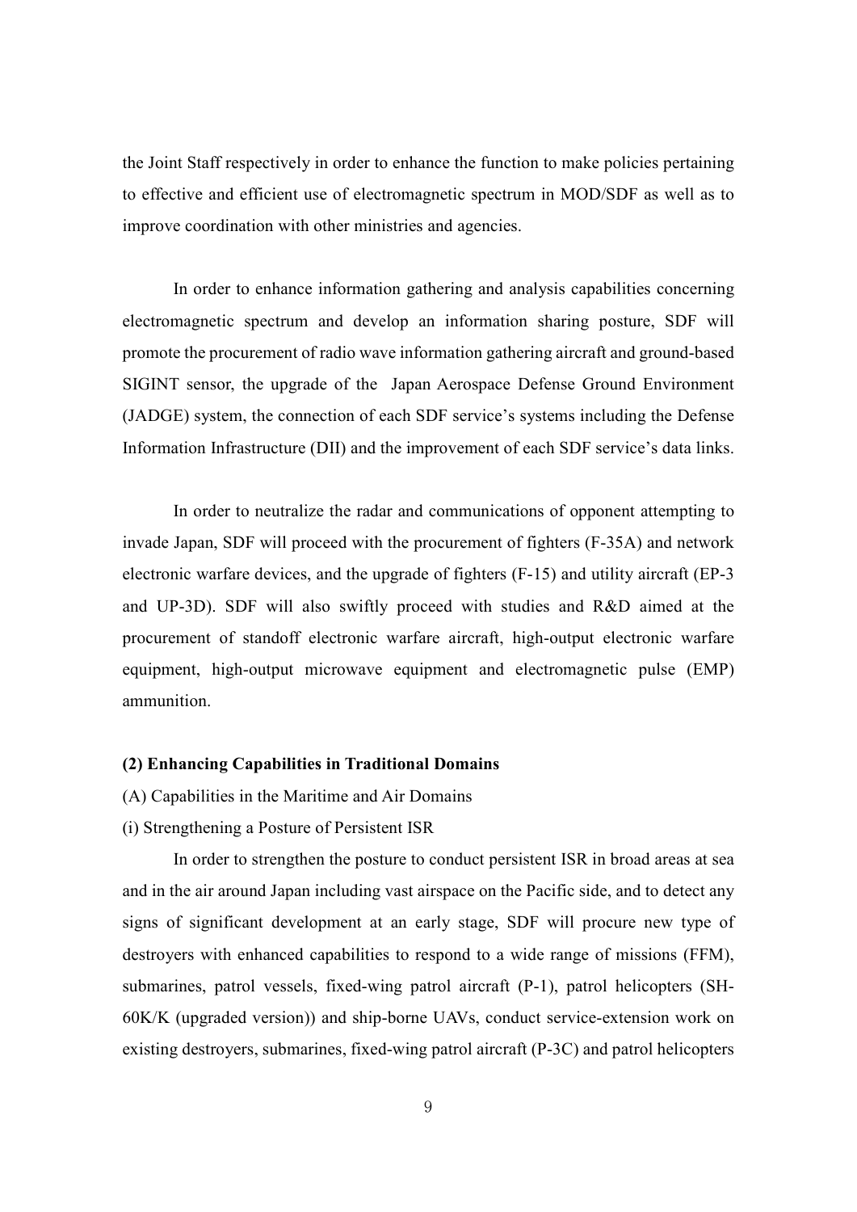the Joint Staff respectively in order to enhance the function to make policies pertaining to effective and efficient use of electromagnetic spectrum in MOD/SDF as well as to improve coordination with other ministries and agencies.

In order to enhance information gathering and analysis capabilities concerning electromagnetic spectrum and develop an information sharing posture, SDF will promote the procurement of radio wave information gathering aircraft and ground-based SIGINT sensor, the upgrade of the Japan Aerospace Defense Ground Environment (JADGE) system, the connection of each SDF service's systems including the Defense Information Infrastructure (DII) and the improvement of each SDF service's data links.

In order to neutralize the radar and communications of opponent attempting to invade Japan, SDF will proceed with the procurement of fighters (F-35A) and network electronic warfare devices, and the upgrade of fighters (F-15) and utility aircraft (EP-3 and UP-3D). SDF will also swiftly proceed with studies and R&D aimed at the procurement of standoff electronic warfare aircraft, high-output electronic warfare equipment, high-output microwave equipment and electromagnetic pulse (EMP) ammunition.

**(2) Enhancing Capabilities in Traditional Domains**

(A) Capabilities in the Maritime and Air Domains

(i) Strengthening a Posture of Persistent ISR

In order to strengthen the posture to conduct persistent ISR in broad areas at sea and in the air around Japan including vast airspace on the Pacific side, and to detect any signs of significant development at an early stage, SDF will procure new type of destroyers with enhanced capabilities to respond to a wide range of missions (FFM), submarines, patrol vessels, fixed-wing patrol aircraft (P-1), patrol helicopters (SH-60K/K (upgraded version)) and ship-borne UAVs, conduct service-extension work on existing destroyers, submarines, fixed-wing patrol aircraft (P-3C) and patrol helicopters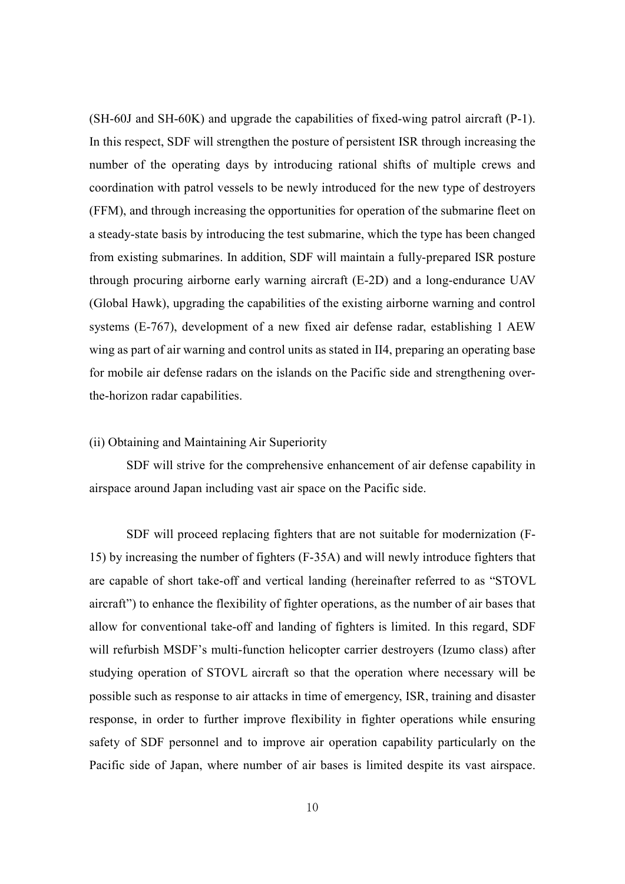(SH-60J and SH-60K) and upgrade the capabilities of fixed-wing patrol aircraft (P-1). In this respect, SDF will strengthen the posture of persistent ISR through increasing the number of the operating days by introducing rational shifts of multiple crews and coordination with patrol vessels to be newly introduced for the new type of destroyers (FFM), and through increasing the opportunities for operation of the submarine fleet on a steady-state basis by introducing the test submarine, which the type has been changed from existing submarines. In addition, SDF will maintain a fully-prepared ISR posture through procuring airborne early warning aircraft (E-2D) and a long-endurance UAV (Global Hawk), upgrading the capabilities of the existing airborne warning and control systems (E-767), development of a new fixed air defense radar, establishing 1 AEW wing as part of air warning and control units as stated in II4, preparing an operating base for mobile air defense radars on the islands on the Pacific side and strengthening over-the-horizon radar capabilities.

(ii) Obtaining and Maintaining Air Superiority

SDF will strive for the comprehensive enhancement of air defense capability in airspace around Japan including vast air space on the Pacific side.

SDF will proceed replacing fighters that are not suitable for modernization (F-15) by increasing the number of fighters (F-35A) and will newly introduce fighters that are capable of short take-off and vertical landing (hereinafter referred to as "STOVL aircraft") to enhance the flexibility of fighter operations, as the number of air bases that allow for conventional take-off and landing of fighters is limited. In this regard, SDF will refurbish MSDF's multi-function helicopter carrier destroyers (Izumo class) after studying operation of STOVL aircraft so that the operation where necessary will be possible such as response to air attacks in time of emergency, ISR, training and disaster response, in order to further improve flexibility in fighter operations while ensuring safety of SDF personnel and to improve air operation capability particularly on the Pacific side of Japan, where number of air bases is limited despite its vast airspace.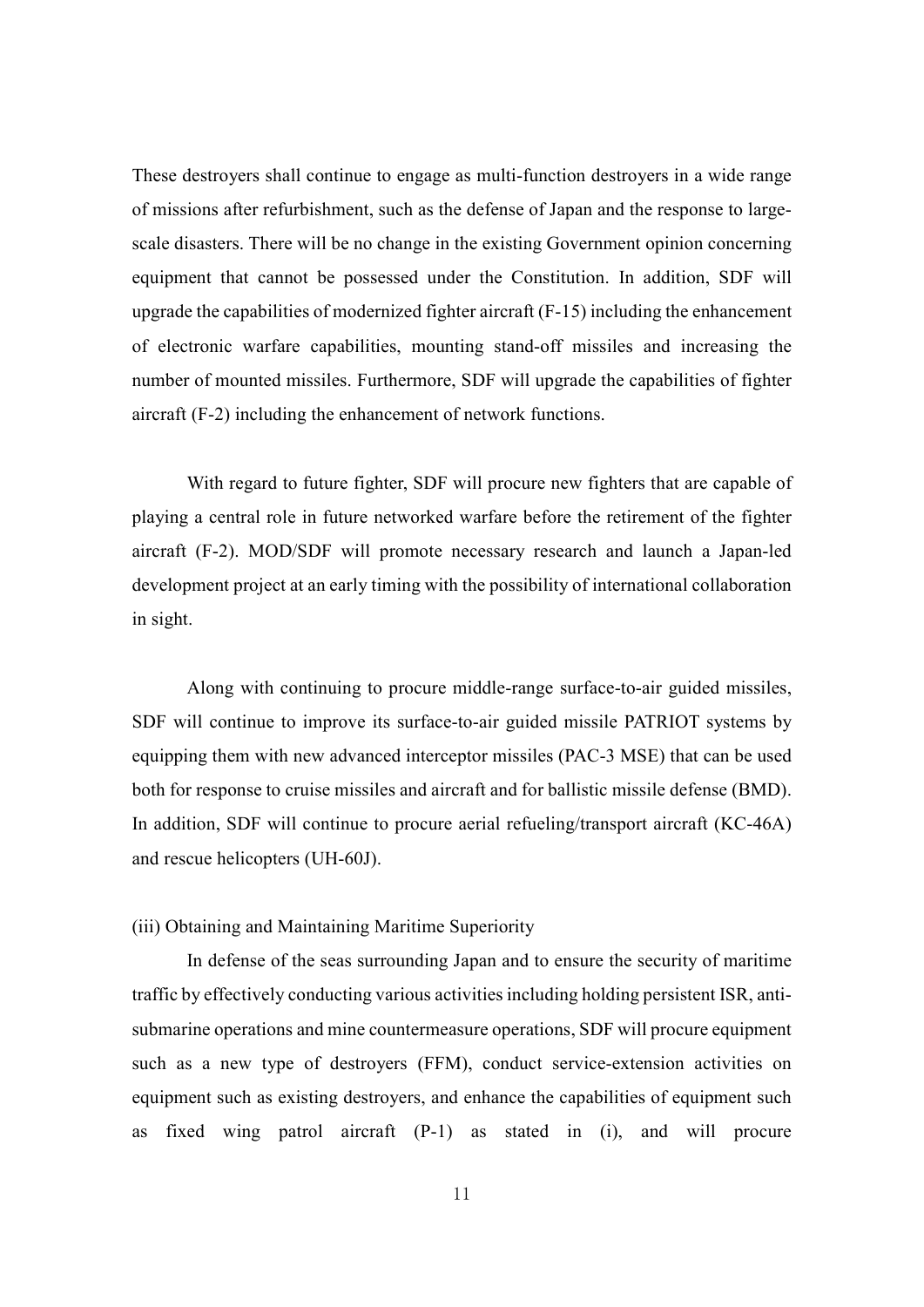These destroyers shall continue to engage as multi-function destroyers in a wide range of missions after refurbishment, such as the defense of Japan and the response to large-scale disasters. There will be no change in the existing Government opinion concerning equipment that cannot be possessed under the Constitution. In addition, SDF will upgrade the capabilities of modernized fighter aircraft (F-15) including the enhancement of electronic warfare capabilities, mounting stand-off missiles and increasing the number of mounted missiles. Furthermore, SDF will upgrade the capabilities of fighter aircraft (F-2) including the enhancement of network functions.

With regard to future fighter, SDF will procure new fighters that are capable of playing a central role in future networked warfare before the retirement of the fighter aircraft (F-2). MOD/SDF will promote necessary research and launch a Japan-led development project at an early timing with the possibility of international collaboration in sight.

Along with continuing to procure middle-range surface-to-air guided missiles, SDF will continue to improve its surface-to-air guided missile PATRIOT systems by equipping them with new advanced interceptor missiles (PAC-3 MSE) that can be used both for response to cruise missiles and aircraft and for ballistic missile defense (BMD). In addition, SDF will continue to procure aerial refueling/transport aircraft (KC-46A) and rescue helicopters (UH-60J).

(iii) Obtaining and Maintaining Maritime Superiority

In defense of the seas surrounding Japan and to ensure the security of maritime traffic by effectively conducting various activities including holding persistent ISR, anti-submarine operations and mine countermeasure operations, SDF will procure equipment such as a new type of destroyers (FFM), conduct service-extension activities on equipment such as existing destroyers, and enhance the capabilities of equipment such as fixed wing patrol aircraft (P-1) as stated in (i), and will procure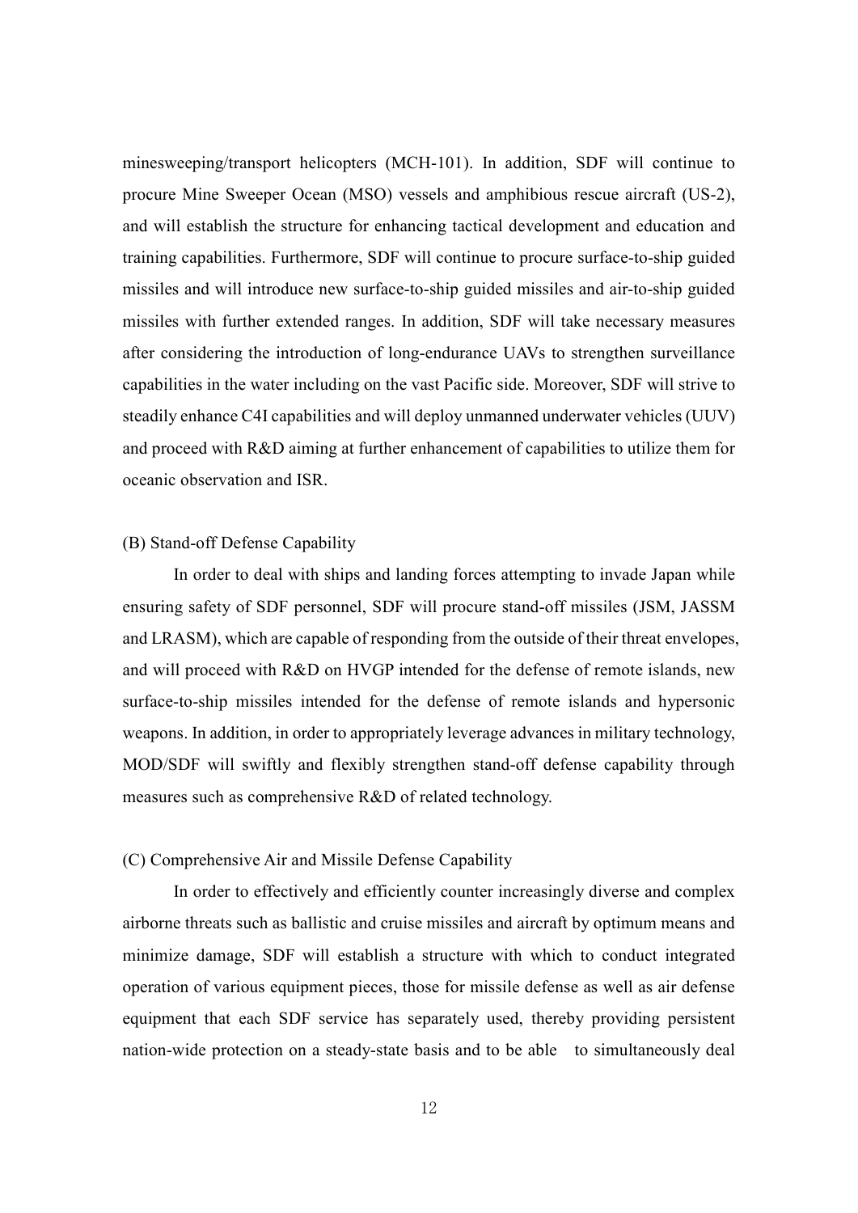minesweeping/transport helicopters (MCH-101). In addition, SDF will continue to procure Mine Sweeper Ocean (MSO) vessels and amphibious rescue aircraft (US-2), and will establish the structure for enhancing tactical development and education and training capabilities. Furthermore, SDF will continue to procure surface-to-ship guided missiles and will introduce new surface-to-ship guided missiles and air-to-ship guided missiles with further extended ranges. In addition, SDF will take necessary measures after considering the introduction of long-endurance UAVs to strengthen surveillance capabilities in the water including on the vast Pacific side. Moreover, SDF will strive to steadily enhance C4I capabilities and will deploy unmanned underwater vehicles (UUV) and proceed with R&D aiming at further enhancement of capabilities to utilize them for oceanic observation and ISR.

(B) Stand-off Defense Capability

In order to deal with ships and landing forces attempting to invade Japan while ensuring safety of SDF personnel, SDF will procure stand-off missiles (JSM, JASSM and LRASM), which are capable of responding from the outside of their threat envelopes, and will proceed with R&D on HVGP intended for the defense of remote islands, new surface-to-ship missiles intended for the defense of remote islands and hypersonic weapons. In addition, in order to appropriately leverage advances in military technology, MOD/SDF will swiftly and flexibly strengthen stand-off defense capability through measures such as comprehensive R&D of related technology.

(C) Comprehensive Air and Missile Defense Capability

In order to effectively and efficiently counter increasingly diverse and complex airborne threats such as ballistic and cruise missiles and aircraft by optimum means and minimize damage, SDF will establish a structure with which to conduct integrated operation of various equipment pieces, those for missile defense as well as air defense equipment that each SDF service has separately used, thereby providing persistent nation-wide protection on a steady-state basis and to be able to simultaneously deal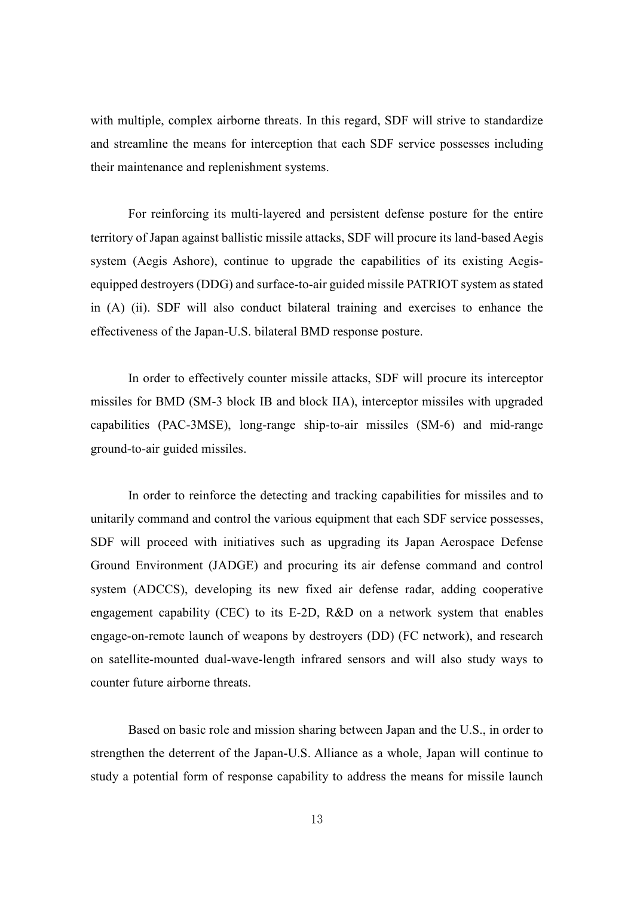with multiple, complex airborne threats. In this regard, SDF will strive to standardize and streamline the means for interception that each SDF service possesses including their maintenance and replenishment systems.

For reinforcing its multi-layered and persistent defense posture for the entire territory of Japan against ballistic missile attacks, SDF will procure its land-based Aegis system (Aegis Ashore), continue to upgrade the capabilities of its existing Aegis-equipped destroyers (DDG) and surface-to-air guided missile PATRIOT system as stated in (A) (ii). SDF will also conduct bilateral training and exercises to enhance the effectiveness of the Japan-U.S. bilateral BMD response posture.

In order to effectively counter missile attacks, SDF will procure its interceptor missiles for BMD (SM-3 block IB and block IIA), interceptor missiles with upgraded capabilities (PAC-3MSE), long-range ship-to-air missiles (SM-6) and mid-range ground-to-air guided missiles.

In order to reinforce the detecting and tracking capabilities for missiles and to unitarily command and control the various equipment that each SDF service possesses, SDF will proceed with initiatives such as upgrading its Japan Aerospace Defense Ground Environment (JADGE) and procuring its air defense command and control system (ADCCS), developing its new fixed air defense radar, adding cooperative engagement capability (CEC) to its E-2D, R&D on a network system that enables engage-on-remote launch of weapons by destroyers (DD) (FC network), and research on satellite-mounted dual-wave-length infrared sensors and will also study ways to counter future airborne threats.

Based on basic role and mission sharing between Japan and the U.S., in order to strengthen the deterrent of the Japan-U.S. Alliance as a whole, Japan will continue to study a potential form of response capability to address the means for missile launch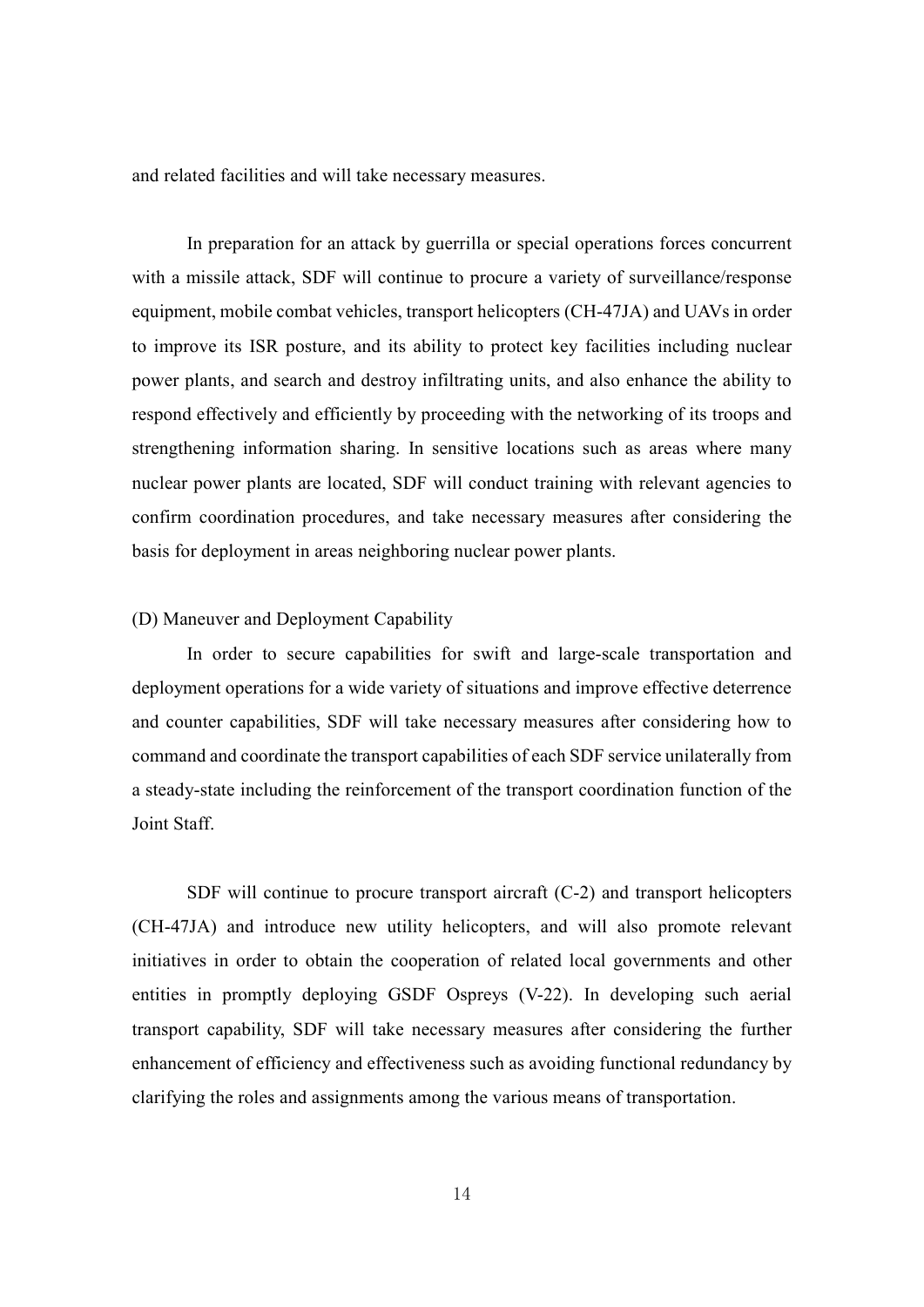and related facilities and will take necessary measures.

In preparation for an attack by guerrilla or special operations forces concurrent with a missile attack, SDF will continue to procure a variety of surveillance/response equipment, mobile combat vehicles, transport helicopters (CH-47JA) and UAVs in order to improve its ISR posture, and its ability to protect key facilities including nuclear power plants, and search and destroy infiltrating units, and also enhance the ability to respond effectively and efficiently by proceeding with the networking of its troops and strengthening information sharing. In sensitive locations such as areas where many nuclear power plants are located, SDF will conduct training with relevant agencies to confirm coordination procedures, and take necessary measures after considering the basis for deployment in areas neighboring nuclear power plants.

(D) Maneuver and Deployment Capability

In order to secure capabilities for swift and large-scale transportation and deployment operations for a wide variety of situations and improve effective deterrence and counter capabilities, SDF will take necessary measures after considering how to command and coordinate the transport capabilities of each SDF service unilaterally from a steady-state including the reinforcement of the transport coordination function of the Joint Staff.

SDF will continue to procure transport aircraft (C-2) and transport helicopters (CH-47JA) and introduce new utility helicopters, and will also promote relevant initiatives in order to obtain the cooperation of related local governments and other entities in promptly deploying GSDF Ospreys (V-22). In developing such aerial transport capability, SDF will take necessary measures after considering the further enhancement of efficiency and effectiveness such as avoiding functional redundancy by clarifying the roles and assignments among the various means of transportation.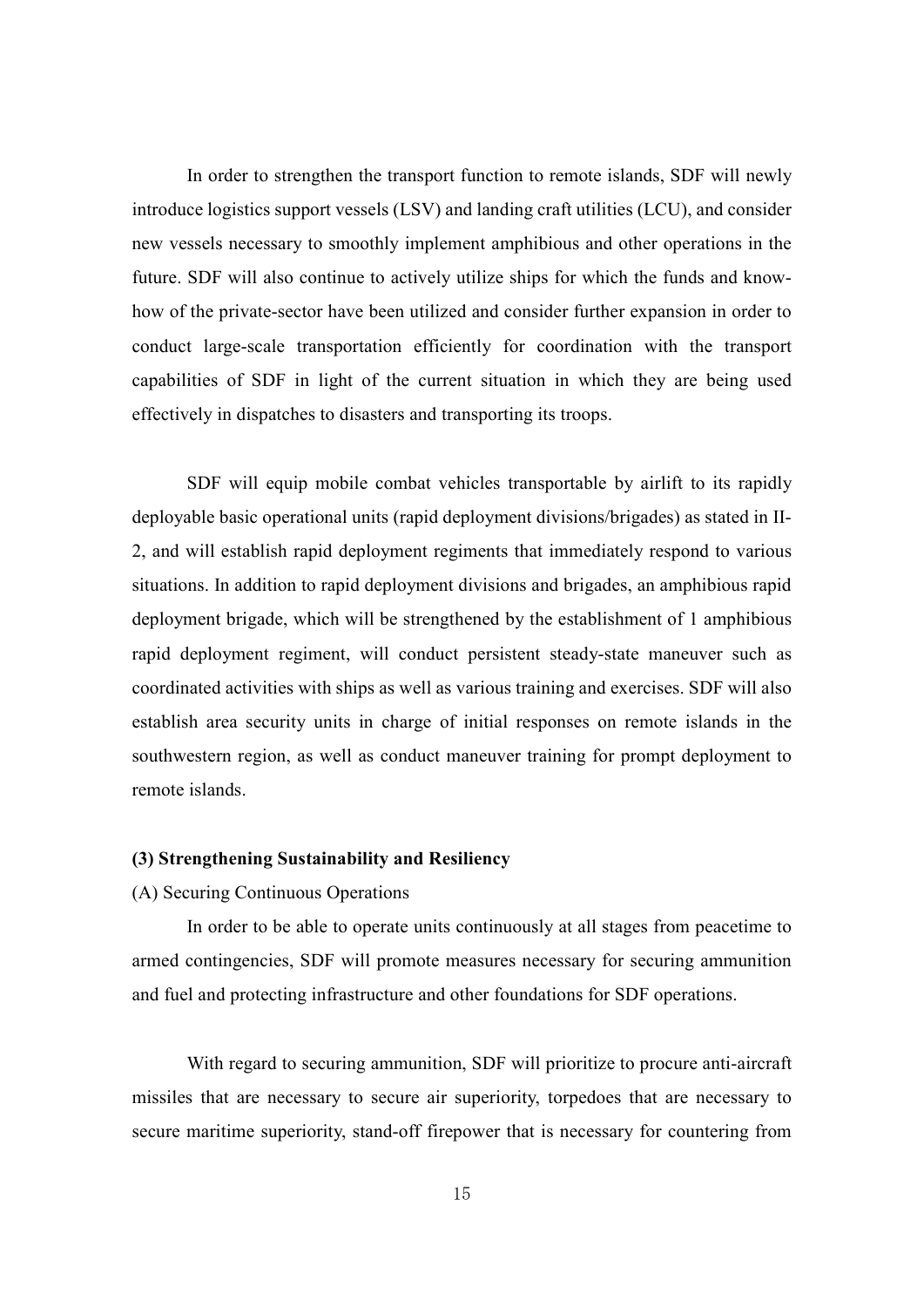In order to strengthen the transport function to remote islands, SDF will newly introduce logistics support vessels (LSV) and landing craft utilities (LCU), and consider new vessels necessary to smoothly implement amphibious and other operations in the future. SDF will also continue to actively utilize ships for which the funds and know-how of the private-sector have been utilized and consider further expansion in order to conduct large-scale transportation efficiently for coordination with the transport capabilities of SDF in light of the current situation in which they are being used effectively in dispatches to disasters and transporting its troops.

SDF will equip mobile combat vehicles transportable by airlift to its rapidly deployable basic operational units (rapid deployment divisions/brigades) as stated in II-2, and will establish rapid deployment regiments that immediately respond to various situations. In addition to rapid deployment divisions and brigades, an amphibious rapid deployment brigade, which will be strengthened by the establishment of 1 amphibious rapid deployment regiment, will conduct persistent steady-state maneuver such as coordinated activities with ships as well as various training and exercises. SDF will also establish area security units in charge of initial responses on remote islands in the southwestern region, as well as conduct maneuver training for prompt deployment to remote islands.

### (3) Strengthening Sustainability and Resiliency

(A) Securing Continuous Operations

In order to be able to operate units continuously at all stages from peacetime to armed contingencies, SDF will promote measures necessary for securing ammunition and fuel and protecting infrastructure and other foundations for SDF operations.

With regard to securing ammunition, SDF will prioritize to procure anti-aircraft missiles that are necessary to secure air superiority, torpedoes that are necessary to secure maritime superiority, stand-off firepower that is necessary for countering from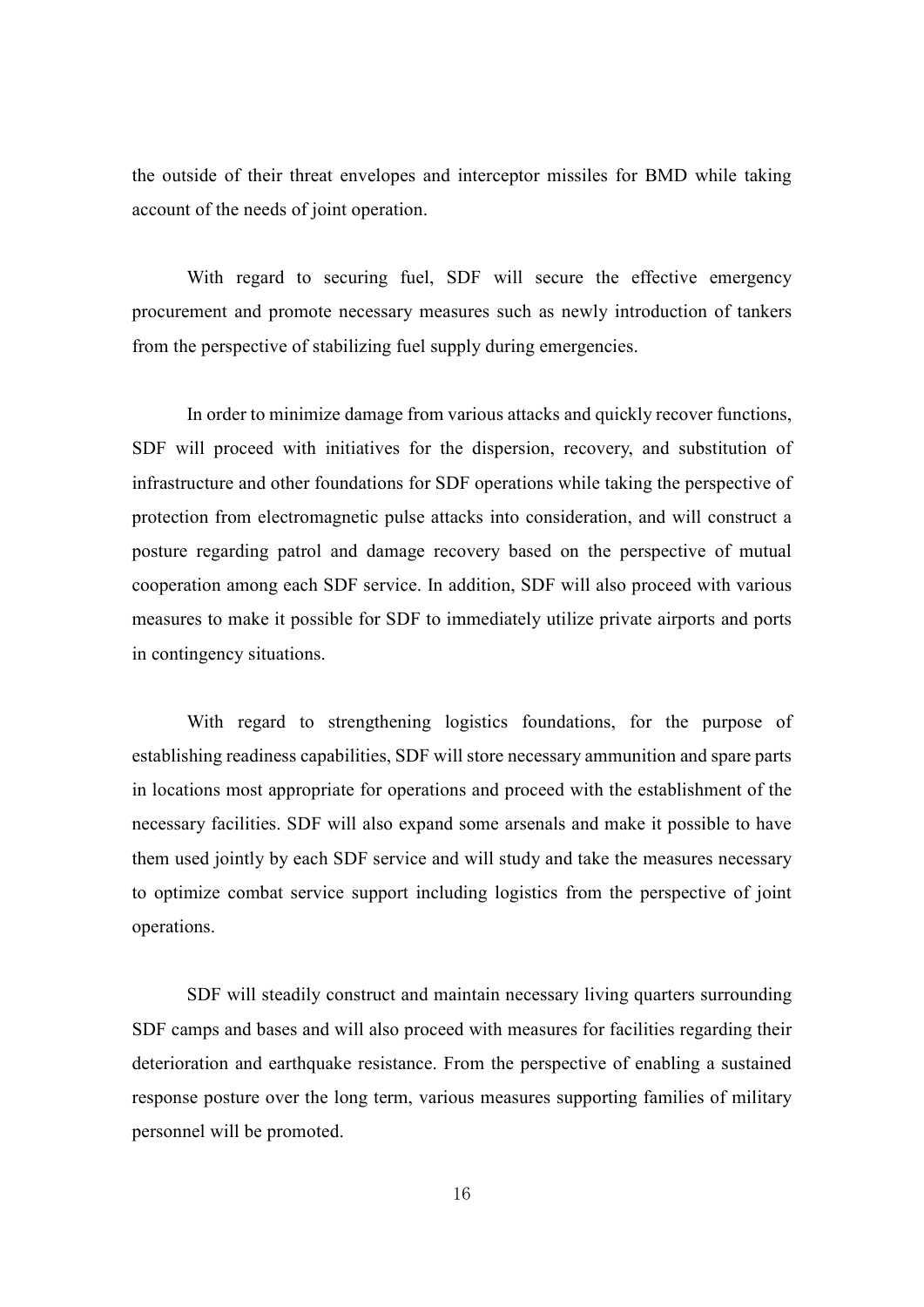the outside of their threat envelopes and interceptor missiles for BMD while taking account of the needs of joint operation.

With regard to securing fuel, SDF will secure the effective emergency procurement and promote necessary measures such as newly introduction of tankers from the perspective of stabilizing fuel supply during emergencies.

In order to minimize damage from various attacks and quickly recover functions, SDF will proceed with initiatives for the dispersion, recovery, and substitution of infrastructure and other foundations for SDF operations while taking the perspective of protection from electromagnetic pulse attacks into consideration, and will construct a posture regarding patrol and damage recovery based on the perspective of mutual cooperation among each SDF service. In addition, SDF will also proceed with various measures to make it possible for SDF to immediately utilize private airports and ports in contingency situations.

With regard to strengthening logistics foundations, for the purpose of establishing readiness capabilities, SDF will store necessary ammunition and spare parts in locations most appropriate for operations and proceed with the establishment of the necessary facilities. SDF will also expand some arsenals and make it possible to have them used jointly by each SDF service and will study and take the measures necessary to optimize combat service support including logistics from the perspective of joint operations.

SDF will steadily construct and maintain necessary living quarters surrounding SDF camps and bases and will also proceed with measures for facilities regarding their deterioration and earthquake resistance. From the perspective of enabling a sustained response posture over the long term, various measures supporting families of military personnel will be promoted.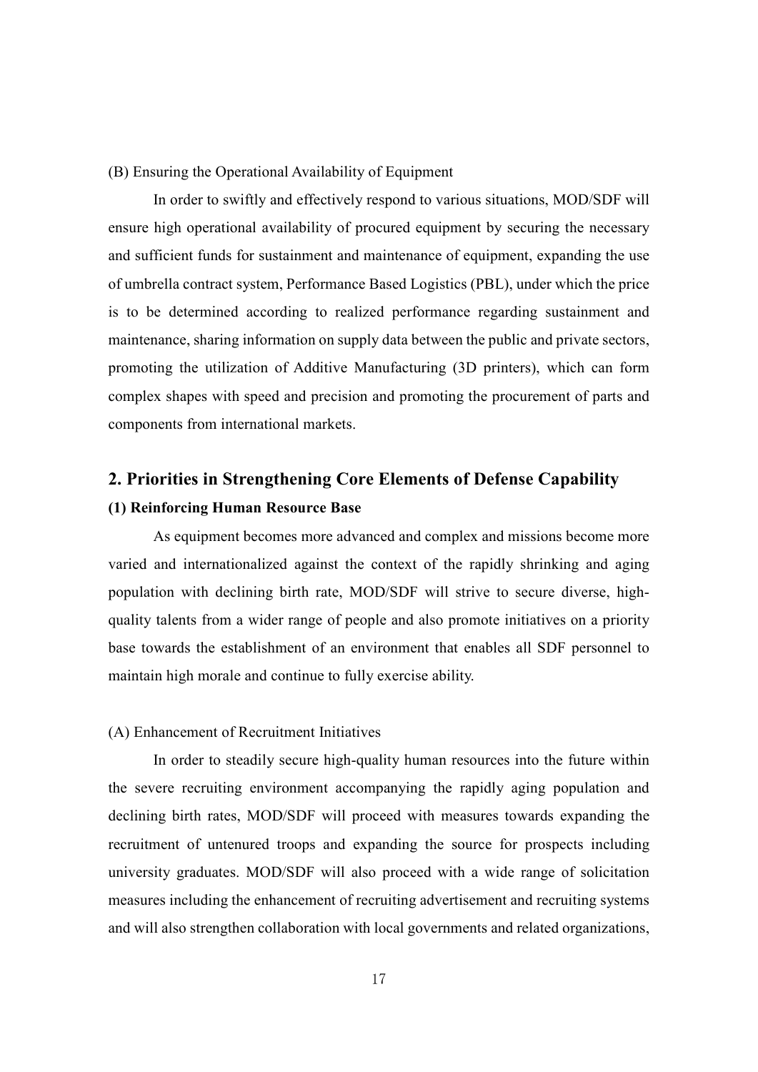(B) Ensuring the Operational Availability of Equipment

In order to swiftly and effectively respond to various situations, MOD/SDF will ensure high operational availability of procured equipment by securing the necessary and sufficient funds for sustainment and maintenance of equipment, expanding the use of umbrella contract system, Performance Based Logistics (PBL), under which the price is to be determined according to realized performance regarding sustainment and maintenance, sharing information on supply data between the public and private sectors, promoting the utilization of Additive Manufacturing (3D printers), which can form complex shapes with speed and precision and promoting the procurement of parts and components from international markets.

## 2. Priorities in Strengthening Core Elements of Defense Capability

### (1) Reinforcing Human Resource Base

As equipment becomes more advanced and complex and missions become more varied and internationalized against the context of the rapidly shrinking and aging population with declining birth rate, MOD/SDF will strive to secure diverse, high-quality talents from a wider range of people and also promote initiatives on a priority base towards the establishment of an environment that enables all SDF personnel to maintain high morale and continue to fully exercise ability.

(A) Enhancement of Recruitment Initiatives

In order to steadily secure high-quality human resources into the future within the severe recruiting environment accompanying the rapidly aging population and declining birth rates, MOD/SDF will proceed with measures towards expanding the recruitment of untenured troops and expanding the source for prospects including university graduates. MOD/SDF will also proceed with a wide range of solicitation measures including the enhancement of recruiting advertisement and recruiting systems and will also strengthen collaboration with local governments and related organizations,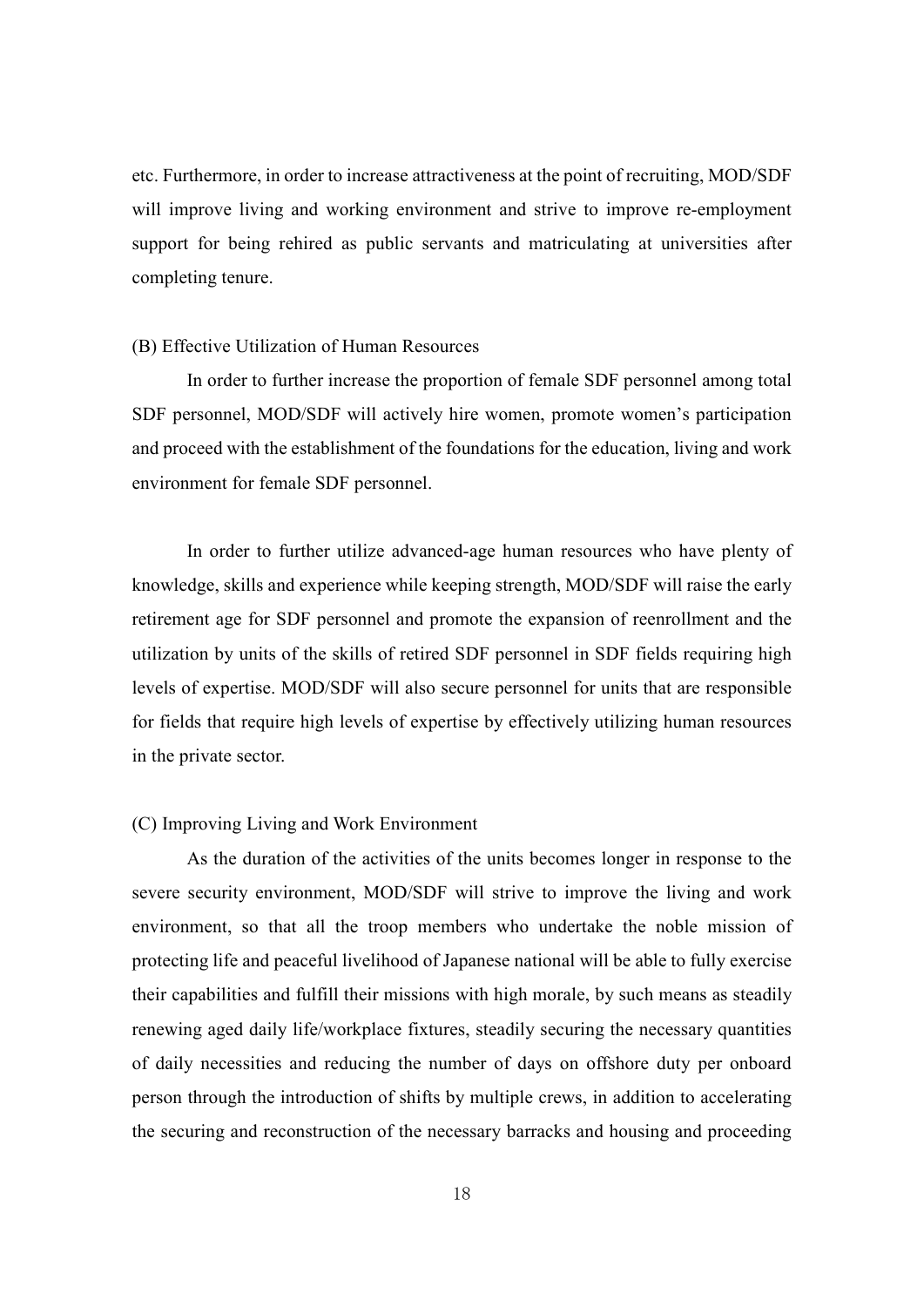etc. Furthermore, in order to increase attractiveness at the point of recruiting, MOD/SDF will improve living and working environment and strive to improve re-employment support for being rehired as public servants and matriculating at universities after completing tenure.

(B) Effective Utilization of Human Resources

In order to further increase the proportion of female SDF personnel among total SDF personnel, MOD/SDF will actively hire women, promote women's participation and proceed with the establishment of the foundations for the education, living and work environment for female SDF personnel.

In order to further utilize advanced-age human resources who have plenty of knowledge, skills and experience while keeping strength, MOD/SDF will raise the early retirement age for SDF personnel and promote the expansion of reenrollment and the utilization by units of the skills of retired SDF personnel in SDF fields requiring high levels of expertise. MOD/SDF will also secure personnel for units that are responsible for fields that require high levels of expertise by effectively utilizing human resources in the private sector.

(C) Improving Living and Work Environment

As the duration of the activities of the units becomes longer in response to the severe security environment, MOD/SDF will strive to improve the living and work environment, so that all the troop members who undertake the noble mission of protecting life and peaceful livelihood of Japanese national will be able to fully exercise their capabilities and fulfill their missions with high morale, by such means as steadily renewing aged daily life/workplace fixtures, steadily securing the necessary quantities of daily necessities and reducing the number of days on offshore duty per onboard person through the introduction of shifts by multiple crews, in addition to accelerating the securing and reconstruction of the necessary barracks and housing and proceeding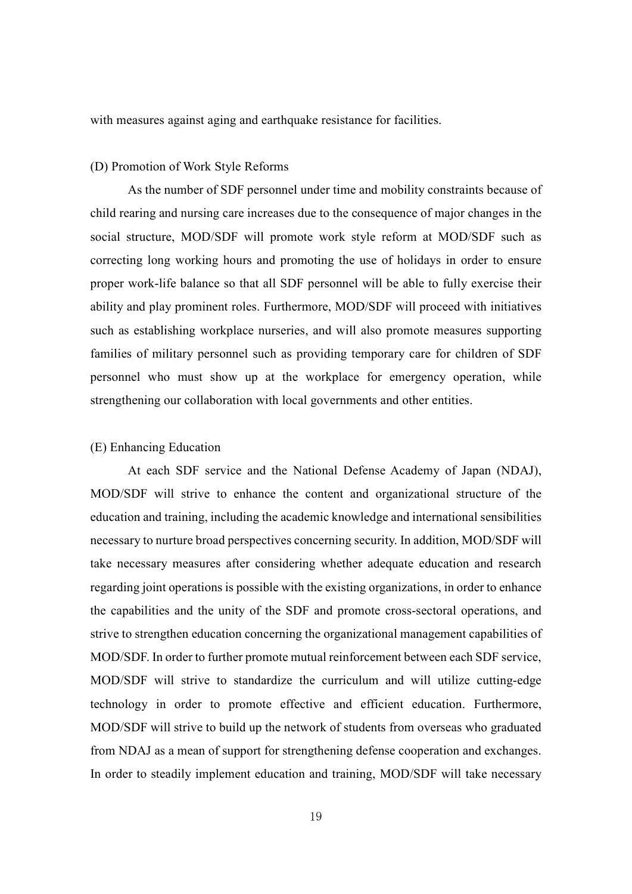with measures against aging and earthquake resistance for facilities.

(D) Promotion of Work Style Reforms

As the number of SDF personnel under time and mobility constraints because of child rearing and nursing care increases due to the consequence of major changes in the social structure, MOD/SDF will promote work style reform at MOD/SDF such as correcting long working hours and promoting the use of holidays in order to ensure proper work-life balance so that all SDF personnel will be able to fully exercise their ability and play prominent roles. Furthermore, MOD/SDF will proceed with initiatives such as establishing workplace nurseries, and will also promote measures supporting families of military personnel such as providing temporary care for children of SDF personnel who must show up at the workplace for emergency operation, while strengthening our collaboration with local governments and other entities.

(E) Enhancing Education

At each SDF service and the National Defense Academy of Japan (NDAJ), MOD/SDF will strive to enhance the content and organizational structure of the education and training, including the academic knowledge and international sensibilities necessary to nurture broad perspectives concerning security. In addition, MOD/SDF will take necessary measures after considering whether adequate education and research regarding joint operations is possible with the existing organizations, in order to enhance the capabilities and the unity of the SDF and promote cross-sectoral operations, and strive to strengthen education concerning the organizational management capabilities of MOD/SDF. In order to further promote mutual reinforcement between each SDF service, MOD/SDF will strive to standardize the curriculum and will utilize cutting-edge technology in order to promote effective and efficient education. Furthermore, MOD/SDF will strive to build up the network of students from overseas who graduated from NDAJ as a mean of support for strengthening defense cooperation and exchanges. In order to steadily implement education and training, MOD/SDF will take necessary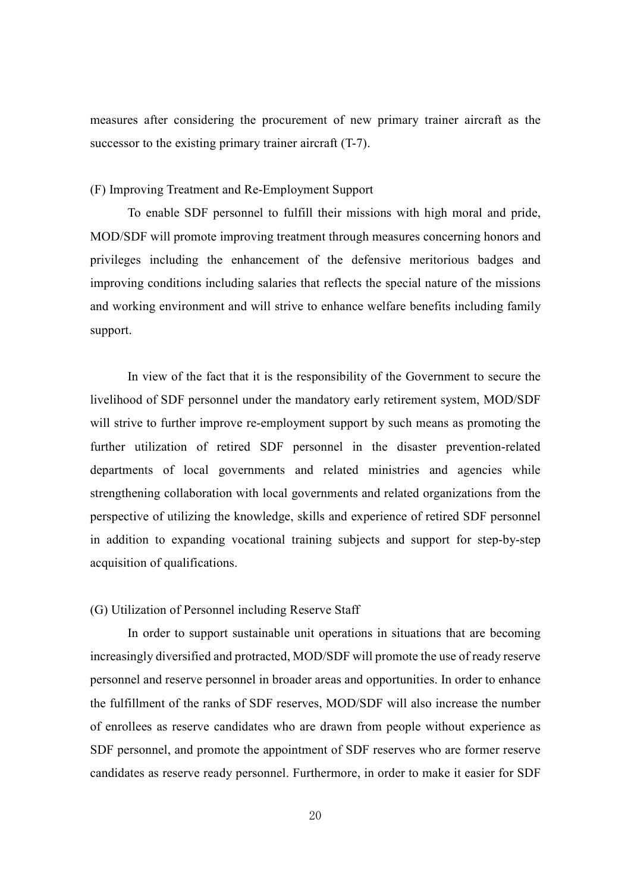measures after considering the procurement of new primary trainer aircraft as the successor to the existing primary trainer aircraft (T-7).

(F) Improving Treatment and Re-Employment Support

To enable SDF personnel to fulfill their missions with high moral and pride, MOD/SDF will promote improving treatment through measures concerning honors and privileges including the enhancement of the defensive meritorious badges and improving conditions including salaries that reflects the special nature of the missions and working environment and will strive to enhance welfare benefits including family support.

In view of the fact that it is the responsibility of the Government to secure the livelihood of SDF personnel under the mandatory early retirement system, MOD/SDF will strive to further improve re-employment support by such means as promoting the further utilization of retired SDF personnel in the disaster prevention-related departments of local governments and related ministries and agencies while strengthening collaboration with local governments and related organizations from the perspective of utilizing the knowledge, skills and experience of retired SDF personnel in addition to expanding vocational training subjects and support for step-by-step acquisition of qualifications.

(G) Utilization of Personnel including Reserve Staff

In order to support sustainable unit operations in situations that are becoming increasingly diversified and protracted, MOD/SDF will promote the use of ready reserve personnel and reserve personnel in broader areas and opportunities. In order to enhance the fulfillment of the ranks of SDF reserves, MOD/SDF will also increase the number of enrollees as reserve candidates who are drawn from people without experience as SDF personnel, and promote the appointment of SDF reserves who are former reserve candidates as reserve ready personnel. Furthermore, in order to make it easier for SDF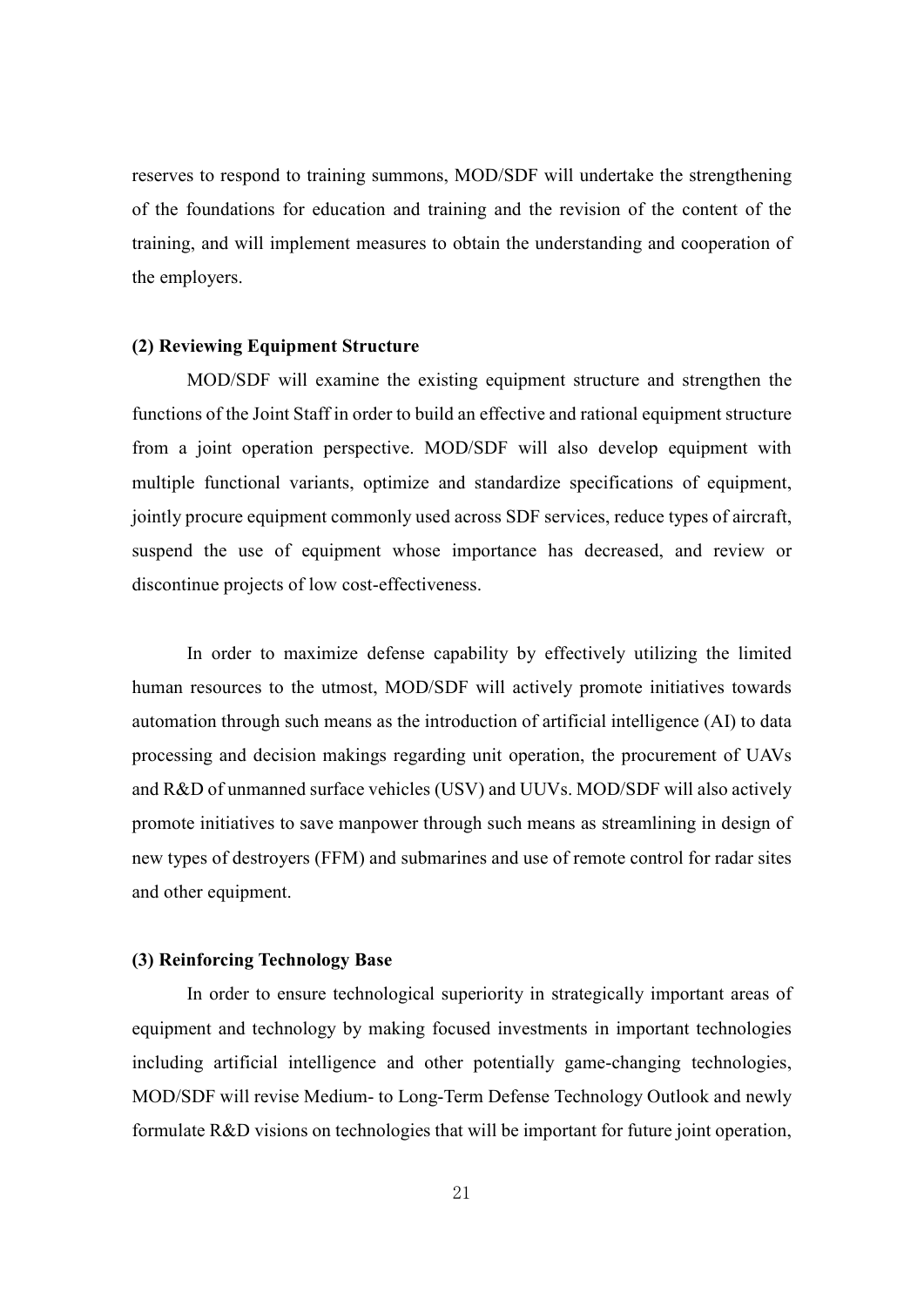reserves to respond to training summons, MOD/SDF will undertake the strengthening of the foundations for education and training and the revision of the content of the training, and will implement measures to obtain the understanding and cooperation of the employers.

### (2) Reviewing Equipment Structure

MOD/SDF will examine the existing equipment structure and strengthen the functions of the Joint Staff in order to build an effective and rational equipment structure from a joint operation perspective. MOD/SDF will also develop equipment with multiple functional variants, optimize and standardize specifications of equipment, jointly procure equipment commonly used across SDF services, reduce types of aircraft, suspend the use of equipment whose importance has decreased, and review or discontinue projects of low cost-effectiveness.

In order to maximize defense capability by effectively utilizing the limited human resources to the utmost, MOD/SDF will actively promote initiatives towards automation through such means as the introduction of artificial intelligence (AI) to data processing and decision makings regarding unit operation, the procurement of UAVs and R&D of unmanned surface vehicles (USV) and UUVs. MOD/SDF will also actively promote initiatives to save manpower through such means as streamlining in design of new types of destroyers (FFM) and submarines and use of remote control for radar sites and other equipment.

### (3) Reinforcing Technology Base

In order to ensure technological superiority in strategically important areas of equipment and technology by making focused investments in important technologies including artificial intelligence and other potentially game-changing technologies, MOD/SDF will revise Medium- to Long-Term Defense Technology Outlook and newly formulate R&D visions on technologies that will be important for future joint operation,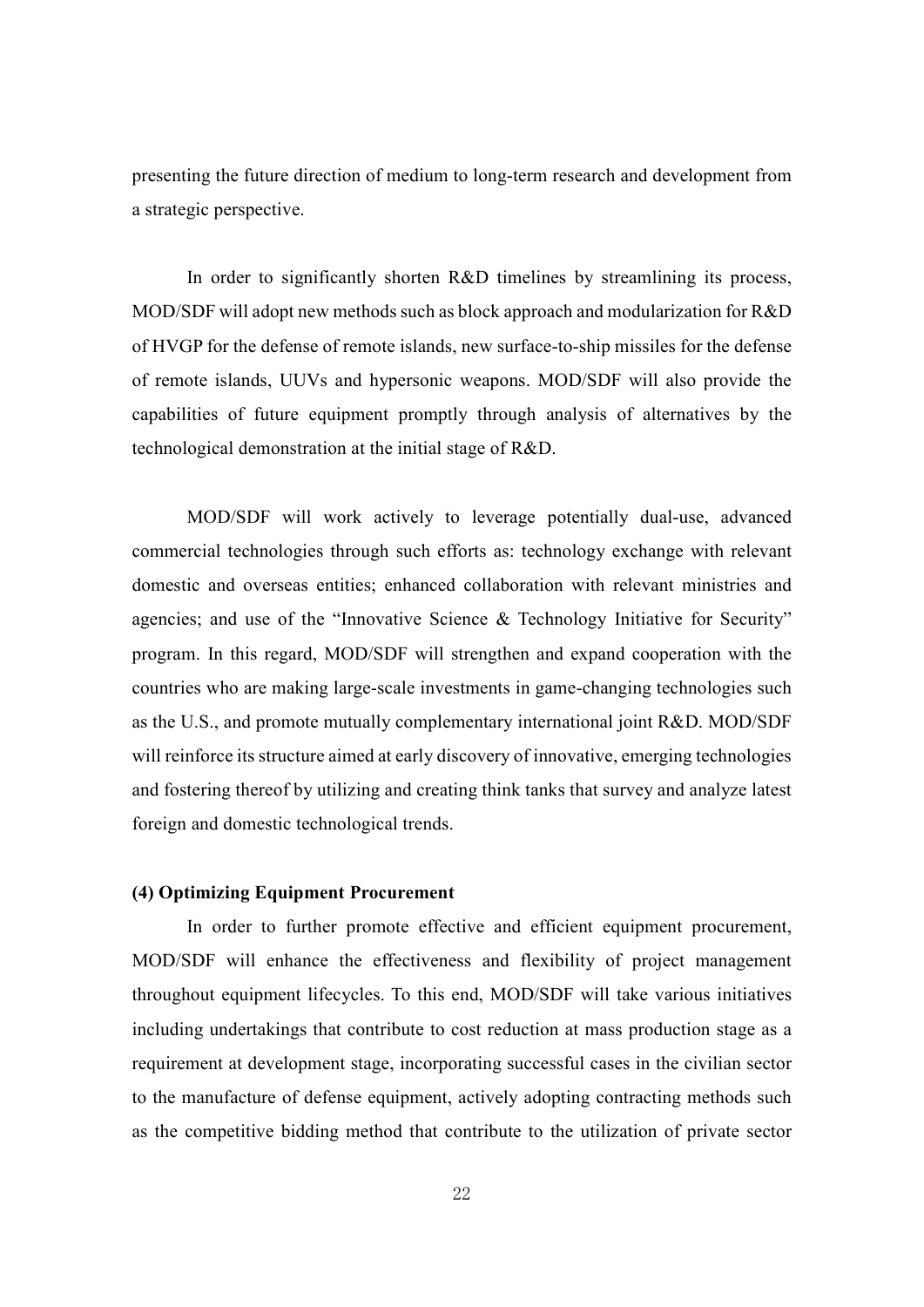presenting the future direction of medium to long-term research and development from a strategic perspective.

In order to significantly shorten R&D timelines by streamlining its process, MOD/SDF will adopt new methods such as block approach and modularization for R&D of HVGP for the defense of remote islands, new surface-to-ship missiles for the defense of remote islands, UUVs and hypersonic weapons. MOD/SDF will also provide the capabilities of future equipment promptly through analysis of alternatives by the technological demonstration at the initial stage of R&D.

MOD/SDF will work actively to leverage potentially dual-use, advanced commercial technologies through such efforts as: technology exchange with relevant domestic and overseas entities; enhanced collaboration with relevant ministries and agencies; and use of the "Innovative Science & Technology Initiative for Security" program. In this regard, MOD/SDF will strengthen and expand cooperation with the countries who are making large-scale investments in game-changing technologies such as the U.S., and promote mutually complementary international joint R&D. MOD/SDF will reinforce its structure aimed at early discovery of innovative, emerging technologies and fostering thereof by utilizing and creating think tanks that survey and analyze latest foreign and domestic technological trends.

**(4) Optimizing Equipment Procurement**

In order to further promote effective and efficient equipment procurement, MOD/SDF will enhance the effectiveness and flexibility of project management throughout equipment lifecycles. To this end, MOD/SDF will take various initiatives including undertakings that contribute to cost reduction at mass production stage as a requirement at development stage, incorporating successful cases in the civilian sector to the manufacture of defense equipment, actively adopting contracting methods such as the competitive bidding method that contribute to the utilization of private sector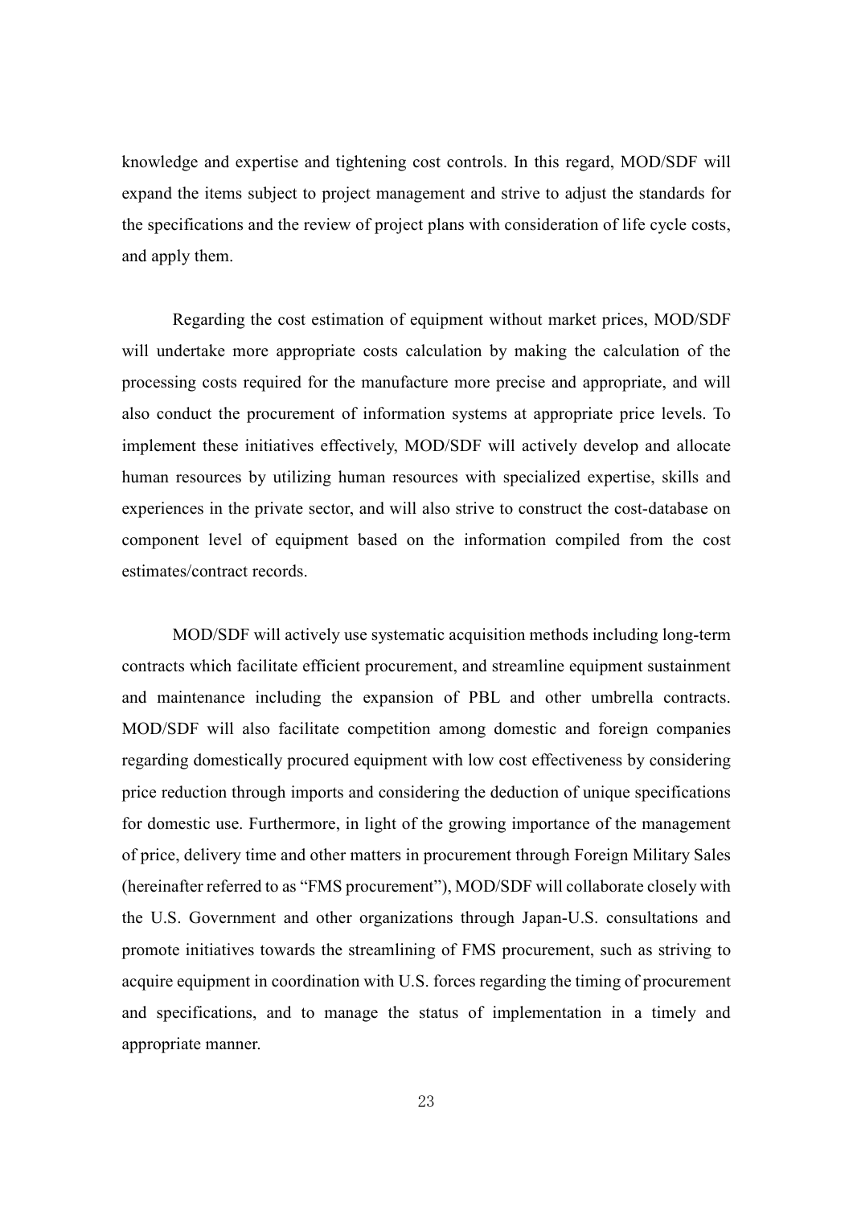knowledge and expertise and tightening cost controls. In this regard, MOD/SDF will expand the items subject to project management and strive to adjust the standards for the specifications and the review of project plans with consideration of life cycle costs, and apply them.

Regarding the cost estimation of equipment without market prices, MOD/SDF will undertake more appropriate costs calculation by making the calculation of the processing costs required for the manufacture more precise and appropriate, and will also conduct the procurement of information systems at appropriate price levels. To implement these initiatives effectively, MOD/SDF will actively develop and allocate human resources by utilizing human resources with specialized expertise, skills and experiences in the private sector, and will also strive to construct the cost-database on component level of equipment based on the information compiled from the cost estimates/contract records.

MOD/SDF will actively use systematic acquisition methods including long-term contracts which facilitate efficient procurement, and streamline equipment sustainment and maintenance including the expansion of PBL and other umbrella contracts. MOD/SDF will also facilitate competition among domestic and foreign companies regarding domestically procured equipment with low cost effectiveness by considering price reduction through imports and considering the deduction of unique specifications for domestic use. Furthermore, in light of the growing importance of the management of price, delivery time and other matters in procurement through Foreign Military Sales (hereinafter referred to as "FMS procurement"), MOD/SDF will collaborate closely with the U.S. Government and other organizations through Japan-U.S. consultations and promote initiatives towards the streamlining of FMS procurement, such as striving to acquire equipment in coordination with U.S. forces regarding the timing of procurement and specifications, and to manage the status of implementation in a timely and appropriate manner.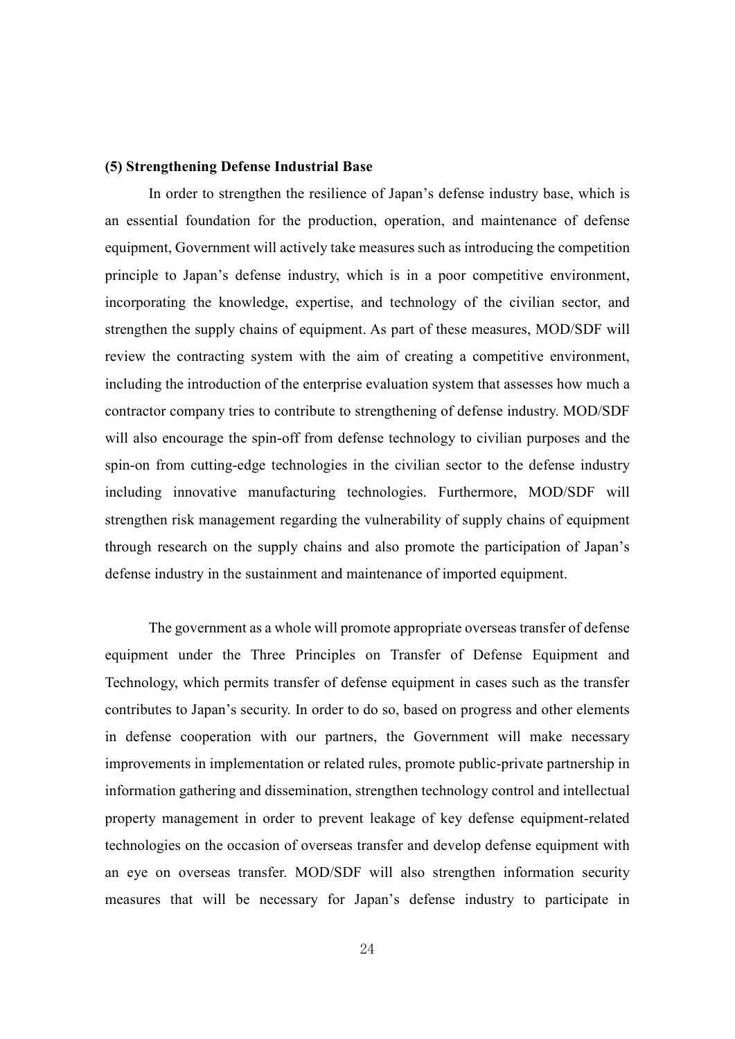**(5) Strengthening Defense Industrial Base**

In order to strengthen the resilience of Japan's defense industry base, which is an essential foundation for the production, operation, and maintenance of defense equipment, Government will actively take measures such as introducing the competition principle to Japan's defense industry, which is in a poor competitive environment, incorporating the knowledge, expertise, and technology of the civilian sector, and strengthen the supply chains of equipment. As part of these measures, MOD/SDF will review the contracting system with the aim of creating a competitive environment, including the introduction of the enterprise evaluation system that assesses how much a contractor company tries to contribute to strengthening of defense industry. MOD/SDF will also encourage the spin-off from defense technology to civilian purposes and the spin-on from cutting-edge technologies in the civilian sector to the defense industry including innovative manufacturing technologies. Furthermore, MOD/SDF will strengthen risk management regarding the vulnerability of supply chains of equipment through research on the supply chains and also promote the participation of Japan's defense industry in the sustainment and maintenance of imported equipment.

The government as a whole will promote appropriate overseas transfer of defense equipment under the Three Principles on Transfer of Defense Equipment and Technology, which permits transfer of defense equipment in cases such as the transfer contributes to Japan's security. In order to do so, based on progress and other elements in defense cooperation with our partners, the Government will make necessary improvements in implementation or related rules, promote public-private partnership in information gathering and dissemination, strengthen technology control and intellectual property management in order to prevent leakage of key defense equipment-related technologies on the occasion of overseas transfer and develop defense equipment with an eye on overseas transfer. MOD/SDF will also strengthen information security measures that will be necessary for Japan's defense industry to participate in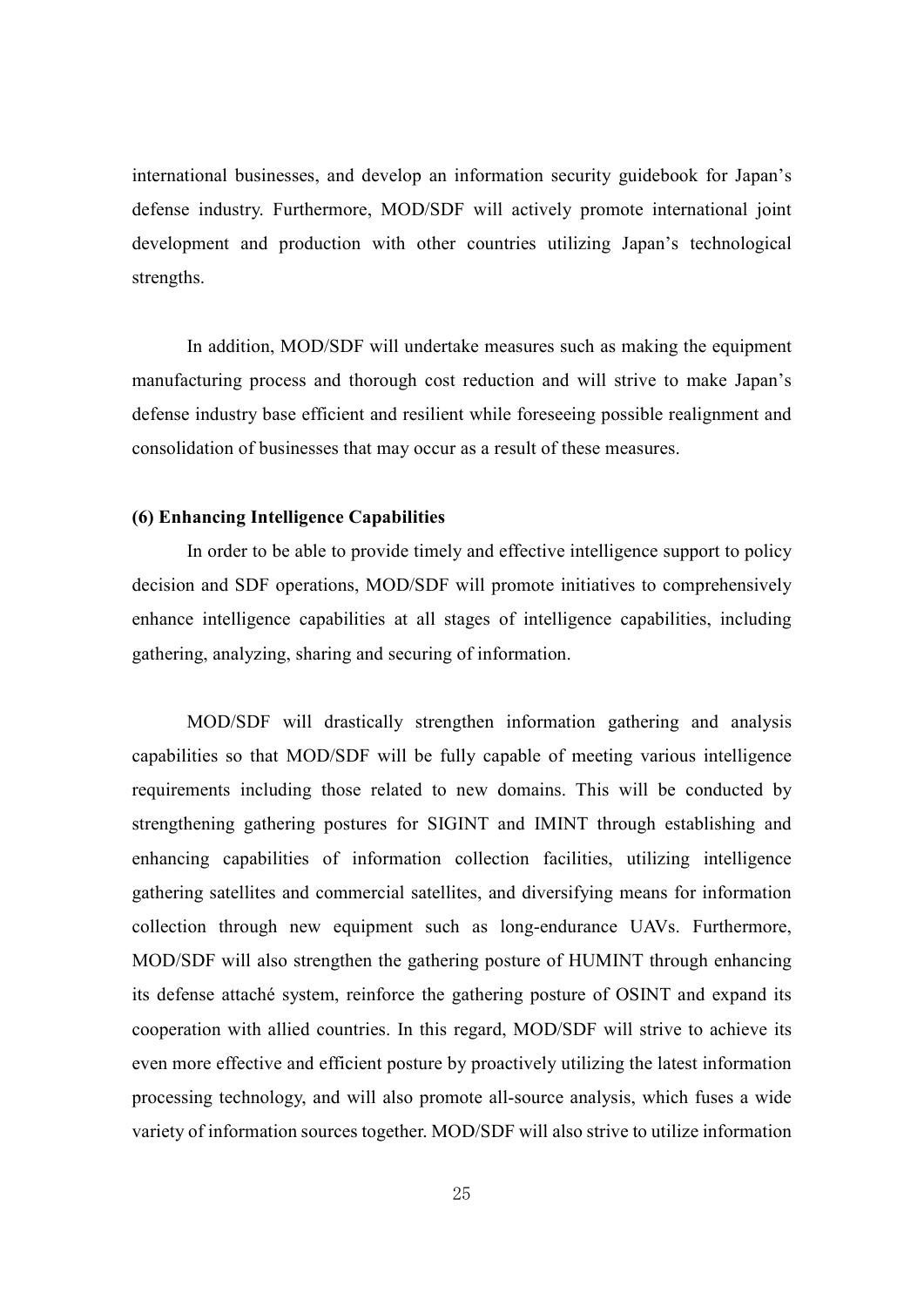international businesses, and develop an information security guidebook for Japan's defense industry. Furthermore, MOD/SDF will actively promote international joint development and production with other countries utilizing Japan's technological strengths.

In addition, MOD/SDF will undertake measures such as making the equipment manufacturing process and thorough cost reduction and will strive to make Japan's defense industry base efficient and resilient while foreseeing possible realignment and consolidation of businesses that may occur as a result of these measures.

**(6) Enhancing Intelligence Capabilities**

In order to be able to provide timely and effective intelligence support to policy decision and SDF operations, MOD/SDF will promote initiatives to comprehensively enhance intelligence capabilities at all stages of intelligence capabilities, including gathering, analyzing, sharing and securing of information.

MOD/SDF will drastically strengthen information gathering and analysis capabilities so that MOD/SDF will be fully capable of meeting various intelligence requirements including those related to new domains. This will be conducted by strengthening gathering postures for SIGINT and IMINT through establishing and enhancing capabilities of information collection facilities, utilizing intelligence gathering satellites and commercial satellites, and diversifying means for information collection through new equipment such as long-endurance UAVs. Furthermore, MOD/SDF will also strengthen the gathering posture of HUMINT through enhancing its defense attaché system, reinforce the gathering posture of OSINT and expand its cooperation with allied countries. In this regard, MOD/SDF will strive to achieve its even more effective and efficient posture by proactively utilizing the latest information processing technology, and will also promote all-source analysis, which fuses a wide variety of information sources together. MOD/SDF will also strive to utilize information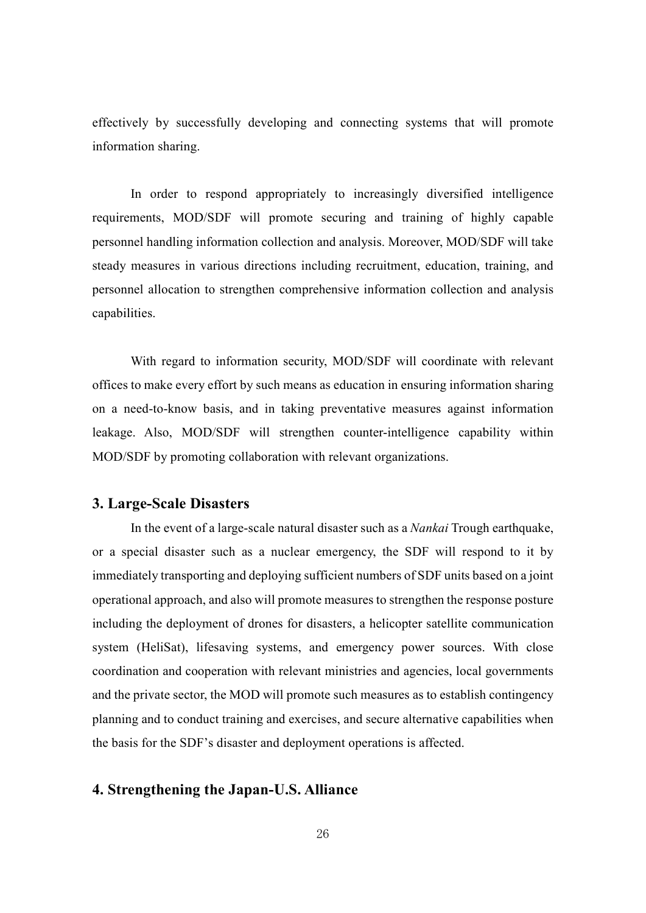effectively by successfully developing and connecting systems that will promote information sharing.

In order to respond appropriately to increasingly diversified intelligence requirements, MOD/SDF will promote securing and training of highly capable personnel handling information collection and analysis. Moreover, MOD/SDF will take steady measures in various directions including recruitment, education, training, and personnel allocation to strengthen comprehensive information collection and analysis capabilities.

With regard to information security, MOD/SDF will coordinate with relevant offices to make every effort by such means as education in ensuring information sharing on a need-to-know basis, and in taking preventative measures against information leakage. Also, MOD/SDF will strengthen counter-intelligence capability within MOD/SDF by promoting collaboration with relevant organizations.

## 3. Large-Scale Disasters

In the event of a large-scale natural disaster such as a *Nankai* Trough earthquake, or a special disaster such as a nuclear emergency, the SDF will respond to it by immediately transporting and deploying sufficient numbers of SDF units based on a joint operational approach, and also will promote measures to strengthen the response posture including the deployment of drones for disasters, a helicopter satellite communication system (HeliSat), lifesaving systems, and emergency power sources. With close coordination and cooperation with relevant ministries and agencies, local governments and the private sector, the MOD will promote such measures as to establish contingency planning and to conduct training and exercises, and secure alternative capabilities when the basis for the SDF's disaster and deployment operations is affected.

## 4. Strengthening the Japan-U.S. Alliance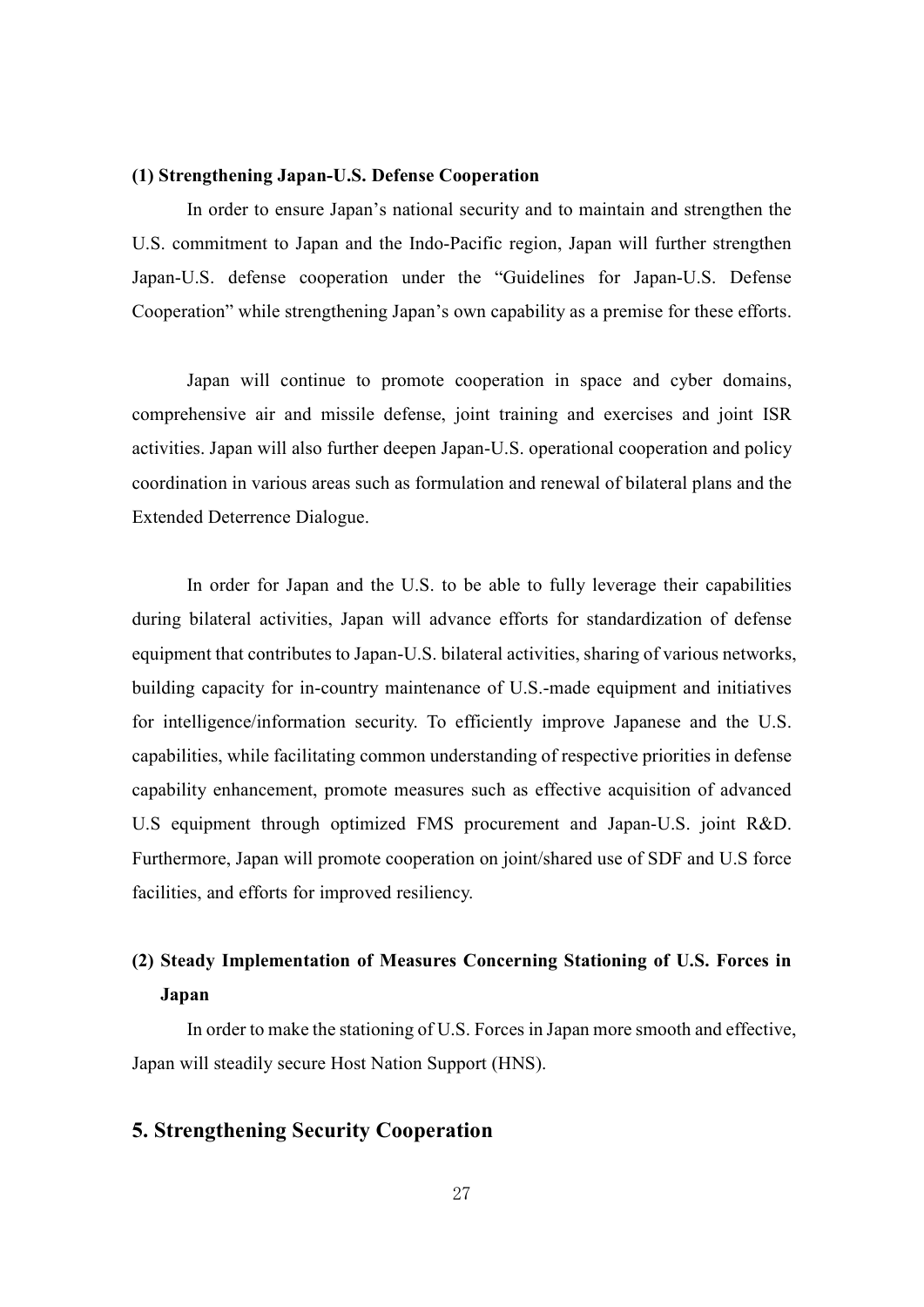### (1) Strengthening Japan-U.S. Defense Cooperation

In order to ensure Japan's national security and to maintain and strengthen the U.S. commitment to Japan and the Indo-Pacific region, Japan will further strengthen Japan-U.S. defense cooperation under the "Guidelines for Japan-U.S. Defense Cooperation" while strengthening Japan's own capability as a premise for these efforts.

Japan will continue to promote cooperation in space and cyber domains, comprehensive air and missile defense, joint training and exercises and joint ISR activities. Japan will also further deepen Japan-U.S. operational cooperation and policy coordination in various areas such as formulation and renewal of bilateral plans and the Extended Deterrence Dialogue.

In order for Japan and the U.S. to be able to fully leverage their capabilities during bilateral activities, Japan will advance efforts for standardization of defense equipment that contributes to Japan-U.S. bilateral activities, sharing of various networks, building capacity for in-country maintenance of U.S.-made equipment and initiatives for intelligence/information security. To efficiently improve Japanese and the U.S. capabilities, while facilitating common understanding of respective priorities in defense capability enhancement, promote measures such as effective acquisition of advanced U.S equipment through optimized FMS procurement and Japan-U.S. joint R&D. Furthermore, Japan will promote cooperation on joint/shared use of SDF and U.S force facilities, and efforts for improved resiliency.

### (2) Steady Implementation of Measures Concerning Stationing of U.S. Forces in Japan

In order to make the stationing of U.S. Forces in Japan more smooth and effective, Japan will steadily secure Host Nation Support (HNS).

## 5. Strengthening Security Cooperation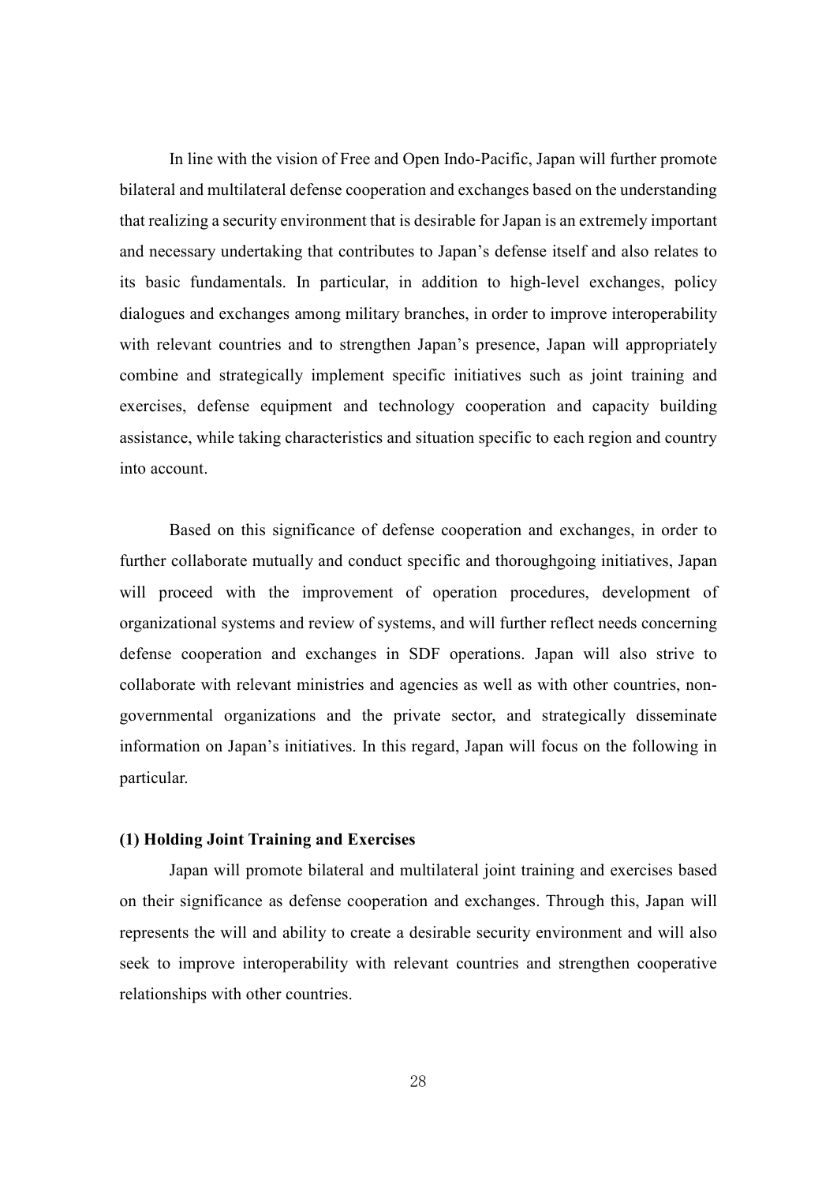In line with the vision of Free and Open Indo-Pacific, Japan will further promote bilateral and multilateral defense cooperation and exchanges based on the understanding that realizing a security environment that is desirable for Japan is an extremely important and necessary undertaking that contributes to Japan's defense itself and also relates to its basic fundamentals. In particular, in addition to high-level exchanges, policy dialogues and exchanges among military branches, in order to improve interoperability with relevant countries and to strengthen Japan's presence, Japan will appropriately combine and strategically implement specific initiatives such as joint training and exercises, defense equipment and technology cooperation and capacity building assistance, while taking characteristics and situation specific to each region and country into account.

Based on this significance of defense cooperation and exchanges, in order to further collaborate mutually and conduct specific and thoroughgoing initiatives, Japan will proceed with the improvement of operation procedures, development of organizational systems and review of systems, and will further reflect needs concerning defense cooperation and exchanges in SDF operations. Japan will also strive to collaborate with relevant ministries and agencies as well as with other countries, non-governmental organizations and the private sector, and strategically disseminate information on Japan's initiatives. In this regard, Japan will focus on the following in particular.

**(1) Holding Joint Training and Exercises**

Japan will promote bilateral and multilateral joint training and exercises based on their significance as defense cooperation and exchanges. Through this, Japan will represents the will and ability to create a desirable security environment and will also seek to improve interoperability with relevant countries and strengthen cooperative relationships with other countries.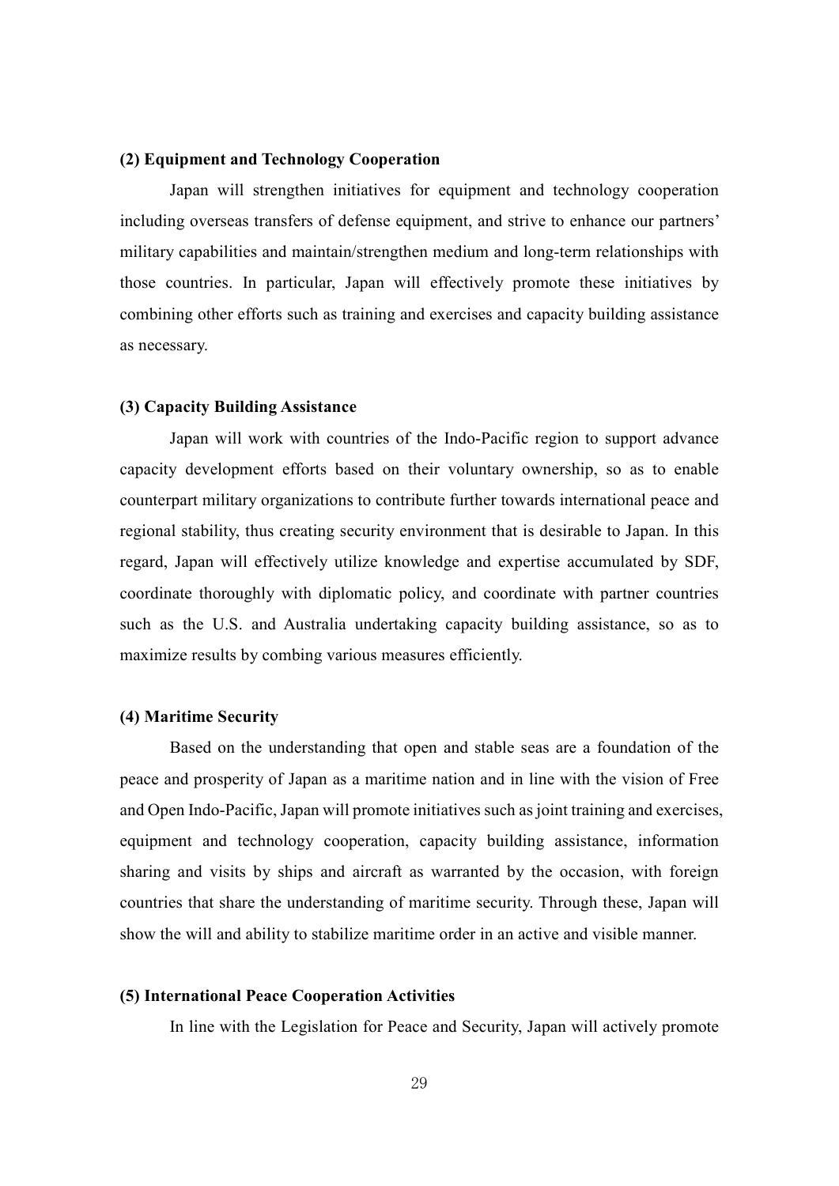**(2) Equipment and Technology Cooperation**

Japan will strengthen initiatives for equipment and technology cooperation including overseas transfers of defense equipment, and strive to enhance our partners' military capabilities and maintain/strengthen medium and long-term relationships with those countries. In particular, Japan will effectively promote these initiatives by combining other efforts such as training and exercises and capacity building assistance as necessary.

**(3) Capacity Building Assistance**

Japan will work with countries of the Indo-Pacific region to support advance capacity development efforts based on their voluntary ownership, so as to enable counterpart military organizations to contribute further towards international peace and regional stability, thus creating security environment that is desirable to Japan. In this regard, Japan will effectively utilize knowledge and expertise accumulated by SDF, coordinate thoroughly with diplomatic policy, and coordinate with partner countries such as the U.S. and Australia undertaking capacity building assistance, so as to maximize results by combing various measures efficiently.

**(4) Maritime Security**

Based on the understanding that open and stable seas are a foundation of the peace and prosperity of Japan as a maritime nation and in line with the vision of Free and Open Indo-Pacific, Japan will promote initiatives such as joint training and exercises, equipment and technology cooperation, capacity building assistance, information sharing and visits by ships and aircraft as warranted by the occasion, with foreign countries that share the understanding of maritime security. Through these, Japan will show the will and ability to stabilize maritime order in an active and visible manner.

**(5) International Peace Cooperation Activities**

In line with the Legislation for Peace and Security, Japan will actively promote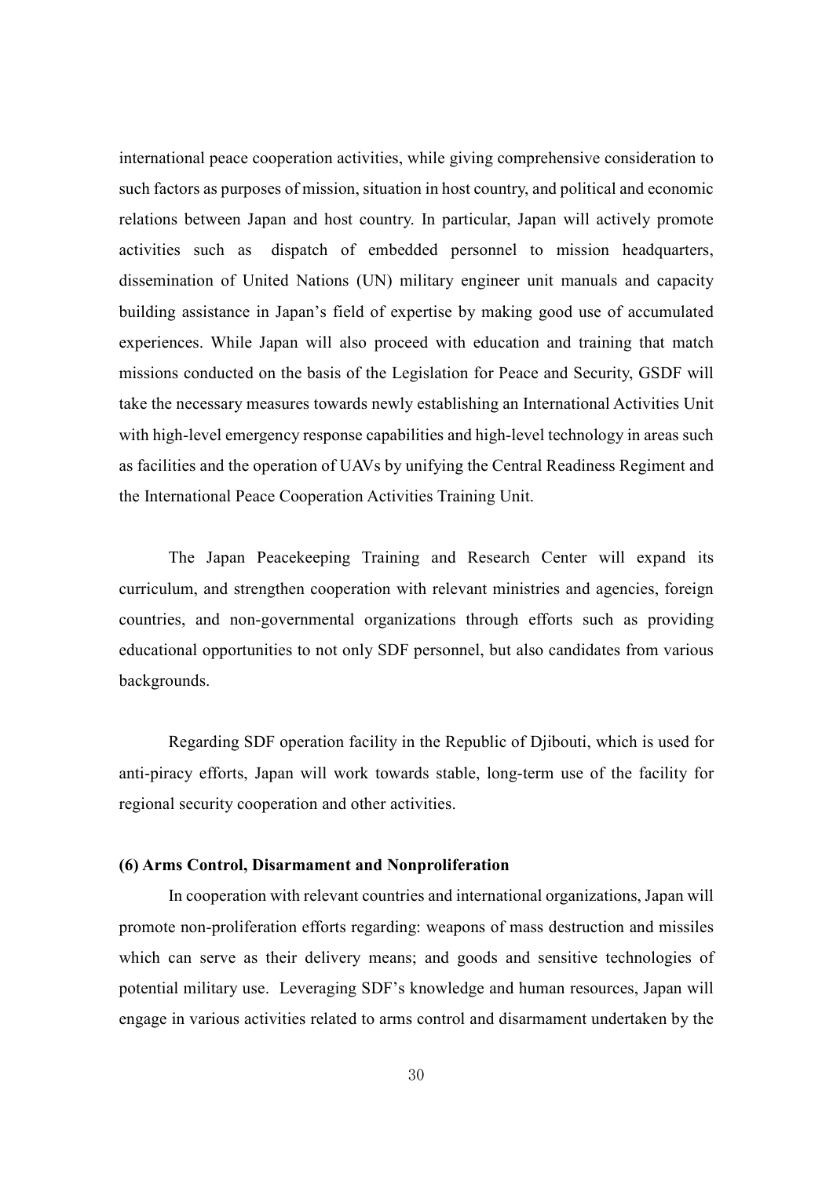international peace cooperation activities, while giving comprehensive consideration to such factors as purposes of mission, situation in host country, and political and economic relations between Japan and host country. In particular, Japan will actively promote activities such as dispatch of embedded personnel to mission headquarters, dissemination of United Nations (UN) military engineer unit manuals and capacity building assistance in Japan's field of expertise by making good use of accumulated experiences. While Japan will also proceed with education and training that match missions conducted on the basis of the Legislation for Peace and Security, GSDF will take the necessary measures towards newly establishing an International Activities Unit with high-level emergency response capabilities and high-level technology in areas such as facilities and the operation of UAVs by unifying the Central Readiness Regiment and the International Peace Cooperation Activities Training Unit.

The Japan Peacekeeping Training and Research Center will expand its curriculum, and strengthen cooperation with relevant ministries and agencies, foreign countries, and non-governmental organizations through efforts such as providing educational opportunities to not only SDF personnel, but also candidates from various backgrounds.

Regarding SDF operation facility in the Republic of Djibouti, which is used for anti-piracy efforts, Japan will work towards stable, long-term use of the facility for regional security cooperation and other activities.

**(6) Arms Control, Disarmament and Nonproliferation**

In cooperation with relevant countries and international organizations, Japan will promote non-proliferation efforts regarding: weapons of mass destruction and missiles which can serve as their delivery means; and goods and sensitive technologies of potential military use. Leveraging SDF's knowledge and human resources, Japan will engage in various activities related to arms control and disarmament undertaken by the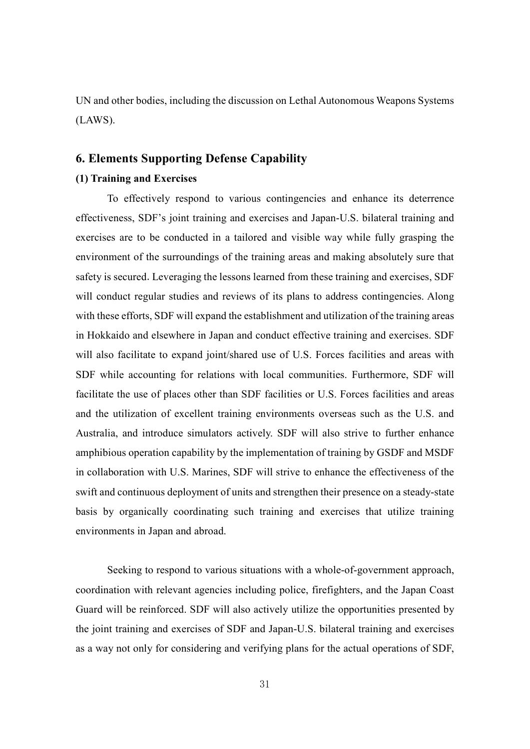UN and other bodies, including the discussion on Lethal Autonomous Weapons Systems (LAWS).

## 6. Elements Supporting Defense Capability

### (1) Training and Exercises

To effectively respond to various contingencies and enhance its deterrence effectiveness, SDF's joint training and exercises and Japan-U.S. bilateral training and exercises are to be conducted in a tailored and visible way while fully grasping the environment of the surroundings of the training areas and making absolutely sure that safety is secured. Leveraging the lessons learned from these training and exercises, SDF will conduct regular studies and reviews of its plans to address contingencies. Along with these efforts, SDF will expand the establishment and utilization of the training areas in Hokkaido and elsewhere in Japan and conduct effective training and exercises. SDF will also facilitate to expand joint/shared use of U.S. Forces facilities and areas with SDF while accounting for relations with local communities. Furthermore, SDF will facilitate the use of places other than SDF facilities or U.S. Forces facilities and areas and the utilization of excellent training environments overseas such as the U.S. and Australia, and introduce simulators actively. SDF will also strive to further enhance amphibious operation capability by the implementation of training by GSDF and MSDF in collaboration with U.S. Marines, SDF will strive to enhance the effectiveness of the swift and continuous deployment of units and strengthen their presence on a steady-state basis by organically coordinating such training and exercises that utilize training environments in Japan and abroad.

Seeking to respond to various situations with a whole-of-government approach, coordination with relevant agencies including police, firefighters, and the Japan Coast Guard will be reinforced. SDF will also actively utilize the opportunities presented by the joint training and exercises of SDF and Japan-U.S. bilateral training and exercises as a way not only for considering and verifying plans for the actual operations of SDF,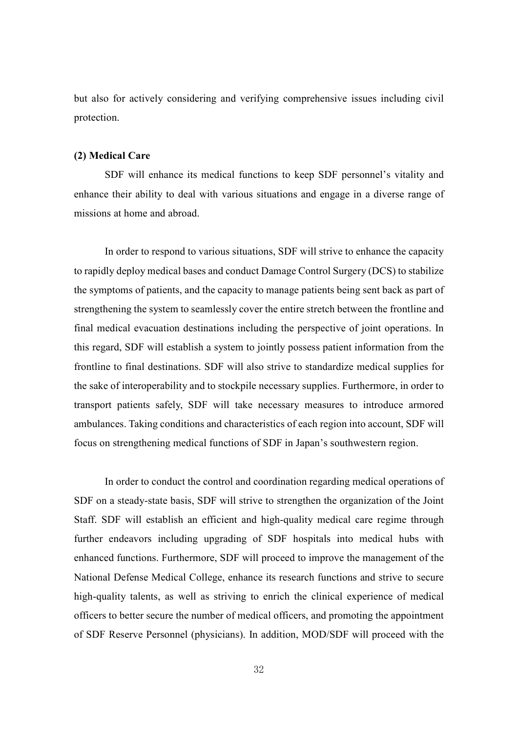but also for actively considering and verifying comprehensive issues including civil protection.

**(2) Medical Care**

SDF will enhance its medical functions to keep SDF personnel's vitality and enhance their ability to deal with various situations and engage in a diverse range of missions at home and abroad.

In order to respond to various situations, SDF will strive to enhance the capacity to rapidly deploy medical bases and conduct Damage Control Surgery (DCS) to stabilize the symptoms of patients, and the capacity to manage patients being sent back as part of strengthening the system to seamlessly cover the entire stretch between the frontline and final medical evacuation destinations including the perspective of joint operations. In this regard, SDF will establish a system to jointly possess patient information from the frontline to final destinations. SDF will also strive to standardize medical supplies for the sake of interoperability and to stockpile necessary supplies. Furthermore, in order to transport patients safely, SDF will take necessary measures to introduce armored ambulances. Taking conditions and characteristics of each region into account, SDF will focus on strengthening medical functions of SDF in Japan's southwestern region.

In order to conduct the control and coordination regarding medical operations of SDF on a steady-state basis, SDF will strive to strengthen the organization of the Joint Staff. SDF will establish an efficient and high-quality medical care regime through further endeavors including upgrading of SDF hospitals into medical hubs with enhanced functions. Furthermore, SDF will proceed to improve the management of the National Defense Medical College, enhance its research functions and strive to secure high-quality talents, as well as striving to enrich the clinical experience of medical officers to better secure the number of medical officers, and promoting the appointment of SDF Reserve Personnel (physicians). In addition, MOD/SDF will proceed with the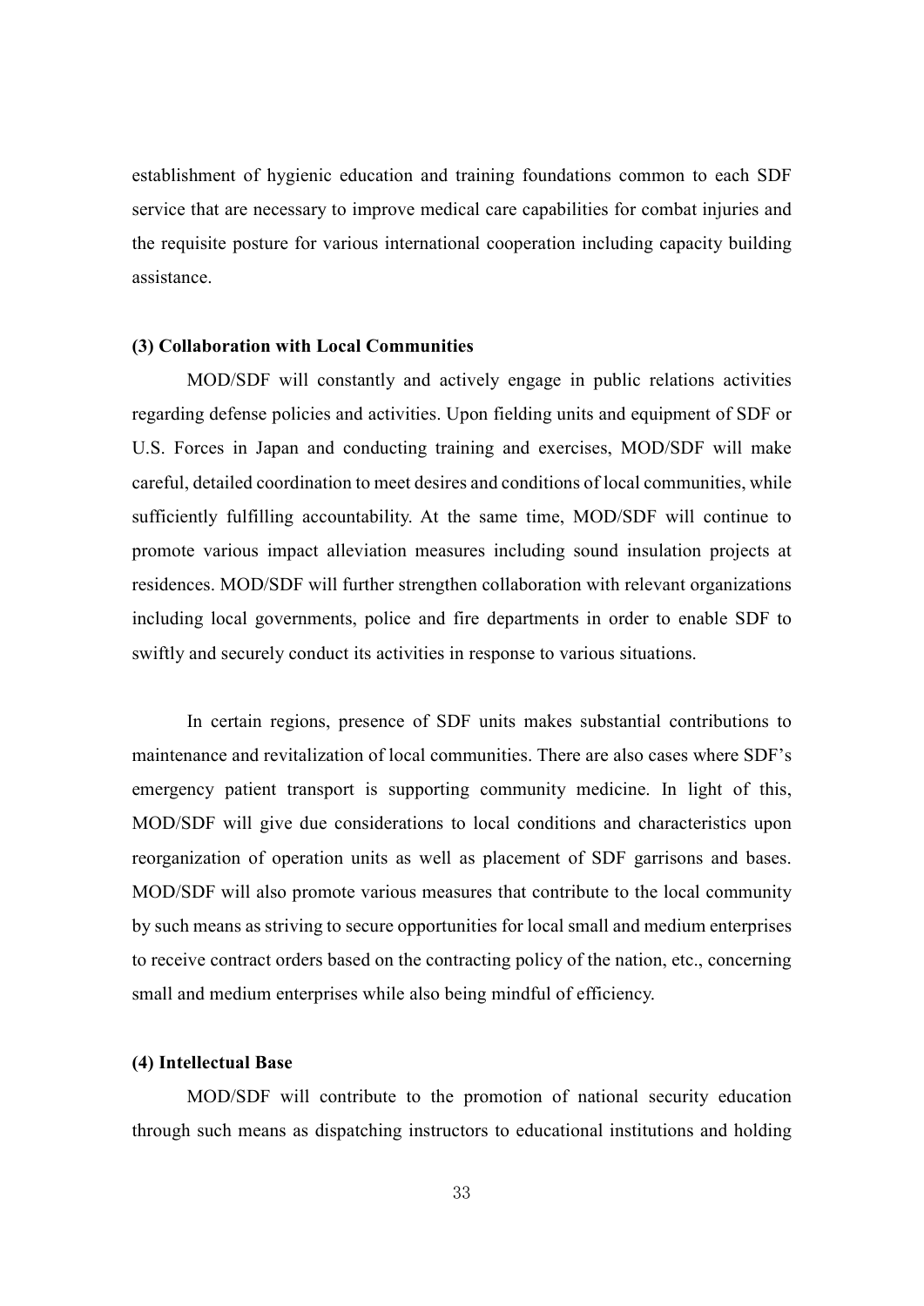establishment of hygienic education and training foundations common to each SDF service that are necessary to improve medical care capabilities for combat injuries and the requisite posture for various international cooperation including capacity building assistance.

**(3) Collaboration with Local Communities**

MOD/SDF will constantly and actively engage in public relations activities regarding defense policies and activities. Upon fielding units and equipment of SDF or U.S. Forces in Japan and conducting training and exercises, MOD/SDF will make careful, detailed coordination to meet desires and conditions of local communities, while sufficiently fulfilling accountability. At the same time, MOD/SDF will continue to promote various impact alleviation measures including sound insulation projects at residences. MOD/SDF will further strengthen collaboration with relevant organizations including local governments, police and fire departments in order to enable SDF to swiftly and securely conduct its activities in response to various situations.

In certain regions, presence of SDF units makes substantial contributions to maintenance and revitalization of local communities. There are also cases where SDF's emergency patient transport is supporting community medicine. In light of this, MOD/SDF will give due considerations to local conditions and characteristics upon reorganization of operation units as well as placement of SDF garrisons and bases. MOD/SDF will also promote various measures that contribute to the local community by such means as striving to secure opportunities for local small and medium enterprises to receive contract orders based on the contracting policy of the nation, etc., concerning small and medium enterprises while also being mindful of efficiency.

**(4) Intellectual Base**

MOD/SDF will contribute to the promotion of national security education through such means as dispatching instructors to educational institutions and holding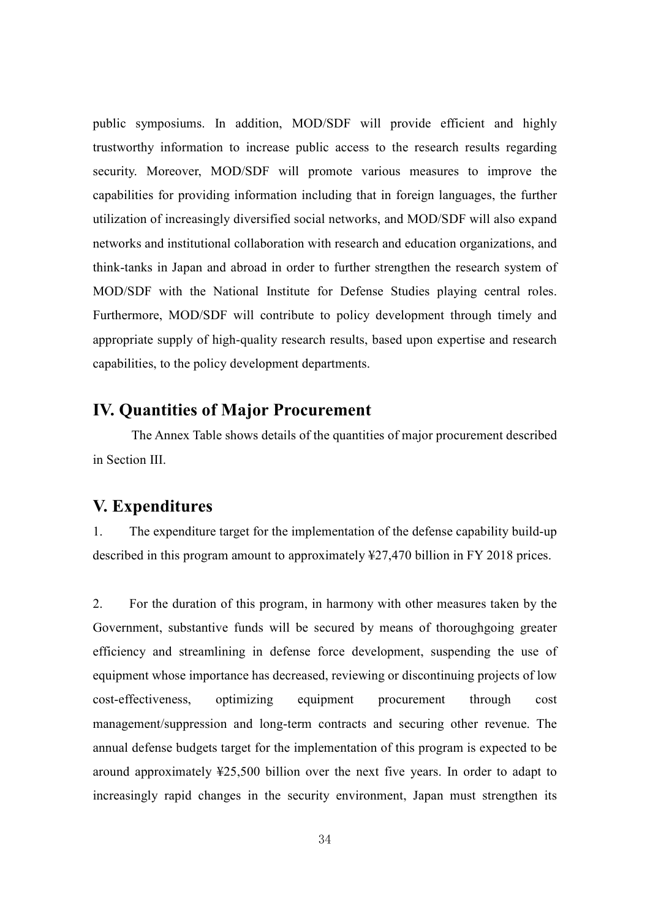public symposiums. In addition, MOD/SDF will provide efficient and highly trustworthy information to increase public access to the research results regarding security. Moreover, MOD/SDF will promote various measures to improve the capabilities for providing information including that in foreign languages, the further utilization of increasingly diversified social networks, and MOD/SDF will also expand networks and institutional collaboration with research and education organizations, and think-tanks in Japan and abroad in order to further strengthen the research system of MOD/SDF with the National Institute for Defense Studies playing central roles. Furthermore, MOD/SDF will contribute to policy development through timely and appropriate supply of high-quality research results, based upon expertise and research capabilities, to the policy development departments.

## IV. Quantities of Major Procurement

The Annex Table shows details of the quantities of major procurement described in Section III.

## V. Expenditures

1. The expenditure target for the implementation of the defense capability build-up described in this program amount to approximately ¥27,470 billion in FY 2018 prices.

2. For the duration of this program, in harmony with other measures taken by the Government, substantive funds will be secured by means of thoroughgoing greater efficiency and streamlining in defense force development, suspending the use of equipment whose importance has decreased, reviewing or discontinuing projects of low cost-effectiveness, optimizing equipment procurement through cost management/suppression and long-term contracts and securing other revenue. The annual defense budgets target for the implementation of this program is expected to be around approximately ¥25,500 billion over the next five years. In order to adapt to increasingly rapid changes in the security environment, Japan must strengthen its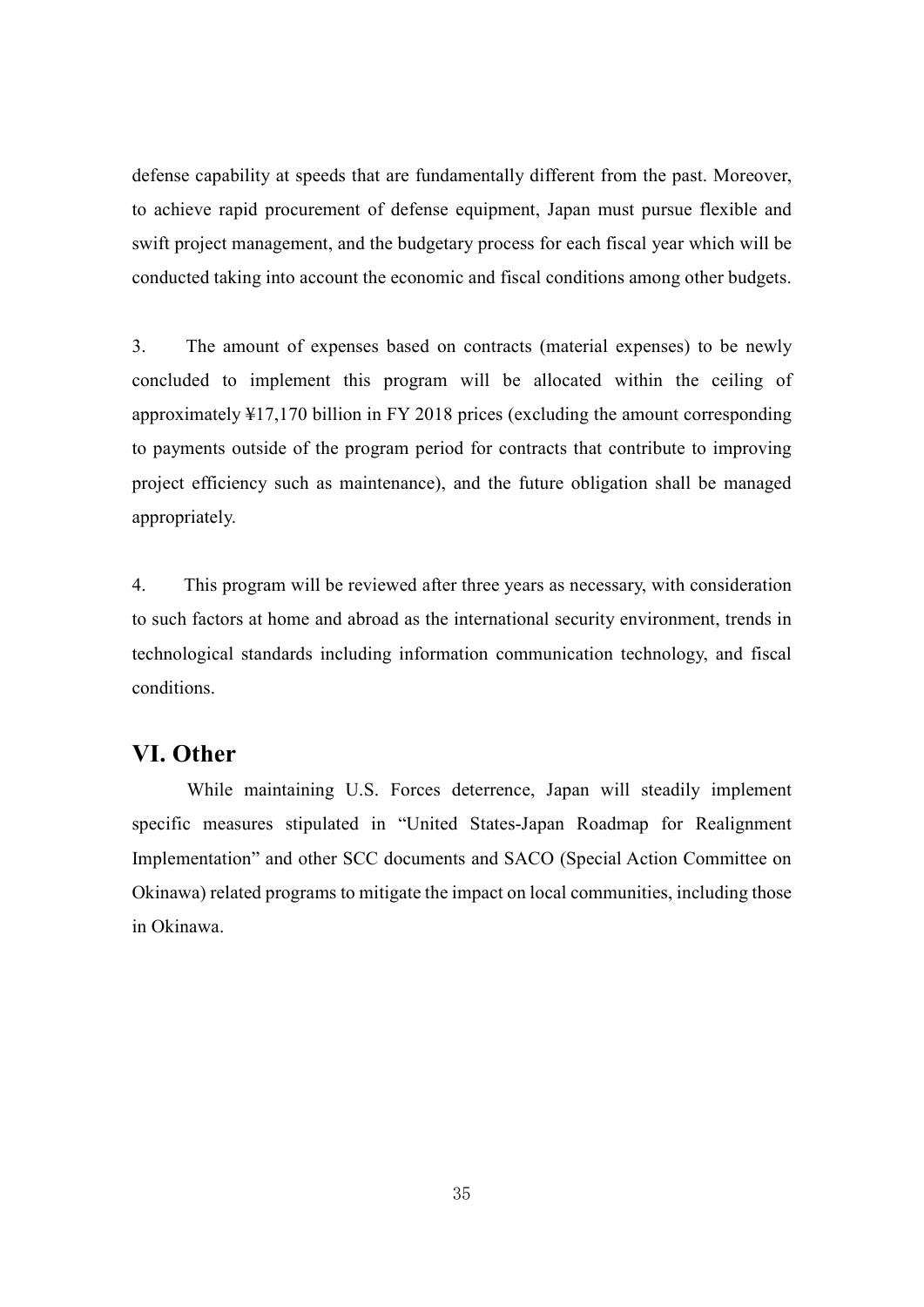defense capability at speeds that are fundamentally different from the past. Moreover, to achieve rapid procurement of defense equipment, Japan must pursue flexible and swift project management, and the budgetary process for each fiscal year which will be conducted taking into account the economic and fiscal conditions among other budgets.

3. The amount of expenses based on contracts (material expenses) to be newly concluded to implement this program will be allocated within the ceiling of approximately ¥17,170 billion in FY 2018 prices (excluding the amount corresponding to payments outside of the program period for contracts that contribute to improving project efficiency such as maintenance), and the future obligation shall be managed appropriately.

4. This program will be reviewed after three years as necessary, with consideration to such factors at home and abroad as the international security environment, trends in technological standards including information communication technology, and fiscal conditions.

## VI. Other

While maintaining U.S. Forces deterrence, Japan will steadily implement specific measures stipulated in "United States-Japan Roadmap for Realignment Implementation" and other SCC documents and SACO (Special Action Committee on Okinawa) related programs to mitigate the impact on local communities, including those in Okinawa.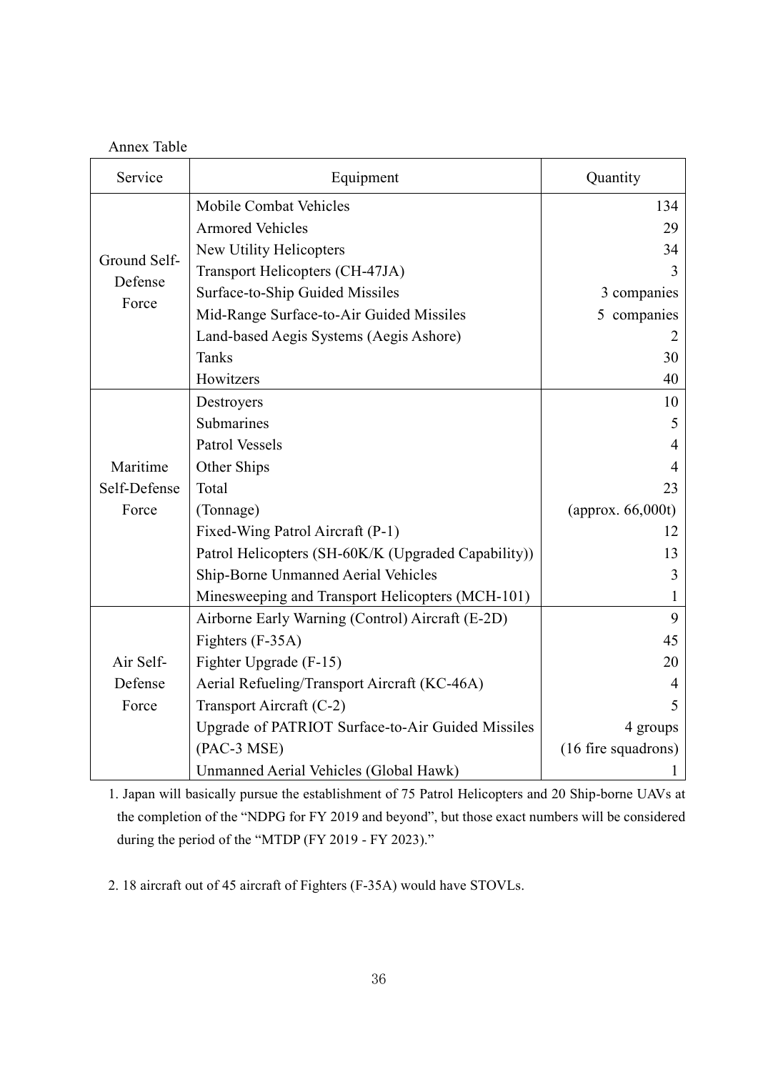Annex Table

| Service | Equipment | Quantity |
|---|---|---|
| Ground Self-Defense Force | Mobile Combat Vehicles | 134 |
| | Armored Vehicles | 29 |
| | New Utility Helicopters | 34 |
| | Transport Helicopters (CH-47JA) | 3 |
| | Surface-to-Ship Guided Missiles | 3 companies |
| | Mid-Range Surface-to-Air Guided Missiles | 5 companies |
| | Land-based Aegis Systems (Aegis Ashore) | 2 |
| | Tanks | 30 |
| | Howitzers | 40 |
| Maritime Self-Defense Force | Destroyers | 10 |
| | Submarines | 5 |
| | Patrol Vessels | 4 |
| | Other Ships | 4 |
| | Total | 23 |
| | (Tonnage) | (approx. 66,000t) |
| | Fixed-Wing Patrol Aircraft (P-1) | 12 |
| | Patrol Helicopters (SH-60K/K (Upgraded Capability)) | 13 |
| | Ship-Borne Unmanned Aerial Vehicles | 3 |
| | Minesweeping and Transport Helicopters (MCH-101) | 1 |
| Air Self-Defense Force | Airborne Early Warning (Control) Aircraft (E-2D) | 9 |
| | Fighters (F-35A) | 45 |
| | Fighter Upgrade (F-15) | 20 |
| | Aerial Refueling/Transport Aircraft (KC-46A) | 4 |
| | Transport Aircraft (C-2) | 5 |
| | Upgrade of PATRIOT Surface-to-Air Guided Missiles (PAC-3 MSE) | 4 groups (16 fire squadrons) |
| | Unmanned Aerial Vehicles (Global Hawk) | 1 |

1. Japan will basically pursue the establishment of 75 Patrol Helicopters and 20 Ship-borne UAVs at the completion of the "NDPG for FY 2019 and beyond", but those exact numbers will be considered during the period of the "MTDP (FY 2019 - FY 2023)."

2. 18 aircraft out of 45 aircraft of Fighters (F-35A) would have STOVLs.